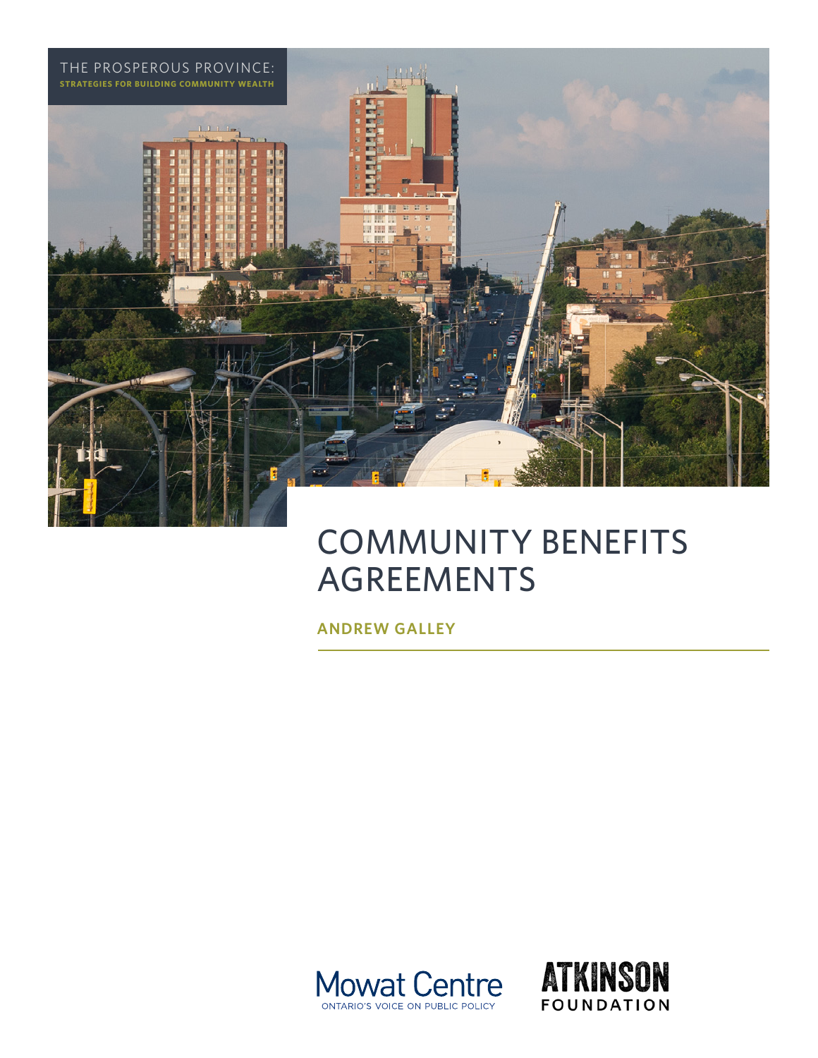THE PROSPEROUS PROVINCE:
**STRATEGIES FOR BUILDING COMMUNITY WEALTH**

# COMMUNITY BENEFITS AGREEMENTS

**ANDREW GALLEY**

Mowat Centre
ONTARIO'S VOICE ON PUBLIC POLICY

ATKINSON FOUNDATION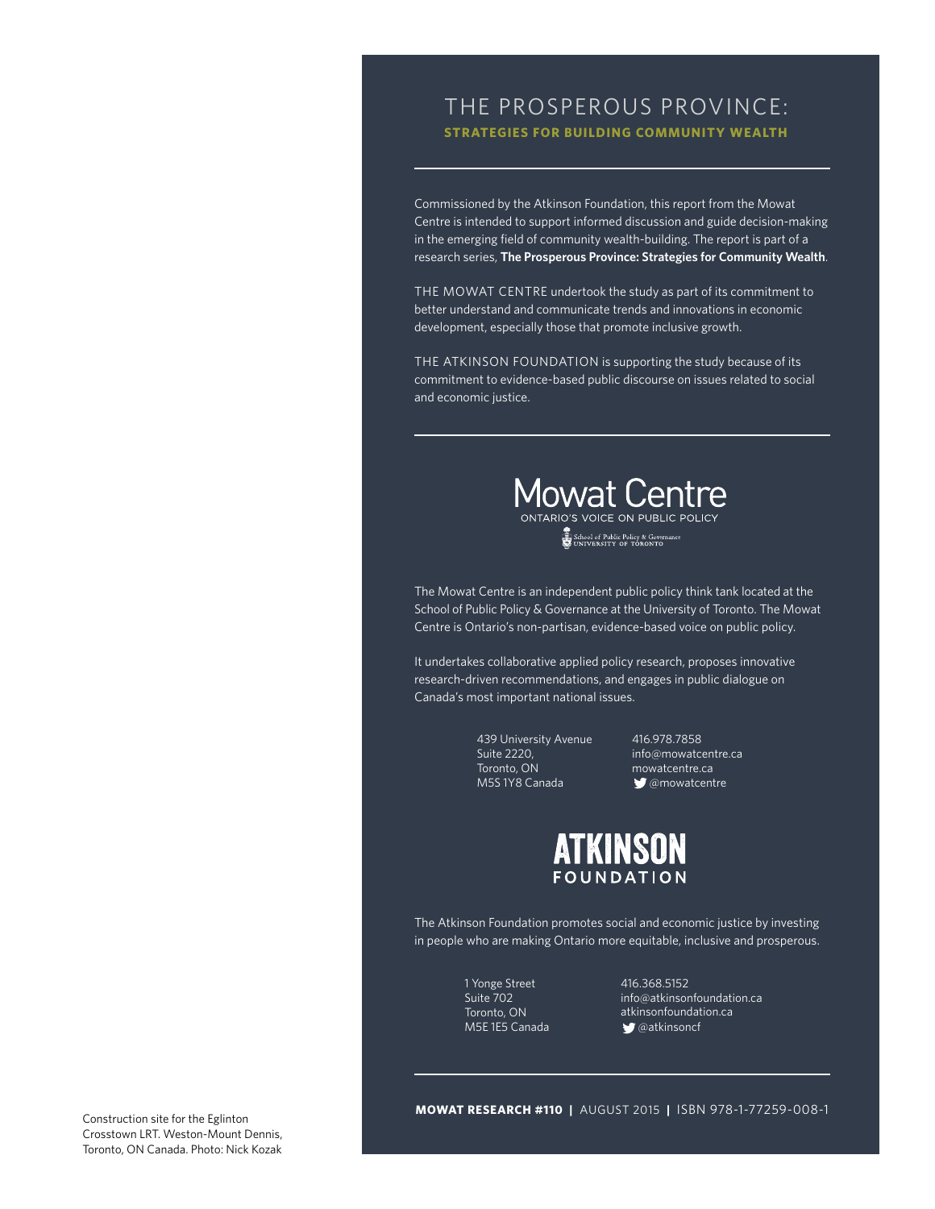# THE PROSPEROUS PROVINCE:

## STRATEGIES FOR BUILDING COMMUNITY WEALTH

Commissioned by the Atkinson Foundation, this report from the Mowat Centre is intended to support informed discussion and guide decision-making in the emerging field of community wealth-building. The report is part of a research series, **The Prosperous Province: Strategies for Community Wealth**.

THE MOWAT CENTRE undertook the study as part of its commitment to better understand and communicate trends and innovations in economic development, especially those that promote inclusive growth.

THE ATKINSON FOUNDATION is supporting the study because of its commitment to evidence-based public discourse on issues related to social and economic justice.

**Mowat Centre**
ONTARIO'S VOICE ON PUBLIC POLICY
School of Public Policy & Governance
UNIVERSITY OF TORONTO

The Mowat Centre is an independent public policy think tank located at the School of Public Policy & Governance at the University of Toronto. The Mowat Centre is Ontario's non-partisan, evidence-based voice on public policy.

It undertakes collaborative applied policy research, proposes innovative research-driven recommendations, and engages in public dialogue on Canada's most important national issues.

439 University Avenue
Suite 2220,
Toronto, ON
M5S 1Y8 Canada

416.978.7858
info@mowatcentre.ca
mowatcentre.ca
@mowatcentre

**ATKINSON FOUNDATION**

The Atkinson Foundation promotes social and economic justice by investing in people who are making Ontario more equitable, inclusive and prosperous.

1 Yonge Street
Suite 702
Toronto, ON
M5E 1E5 Canada

416.368.5152
info@atkinsonfoundation.ca
atkinsonfoundation.ca
@atkinsoncf

**MOWAT RESEARCH #110** | AUGUST 2015 | ISBN 978-1-77259-008-1

Construction site for the Eglinton Crosstown LRT. Weston-Mount Dennis, Toronto, ON Canada. Photo: Nick Kozak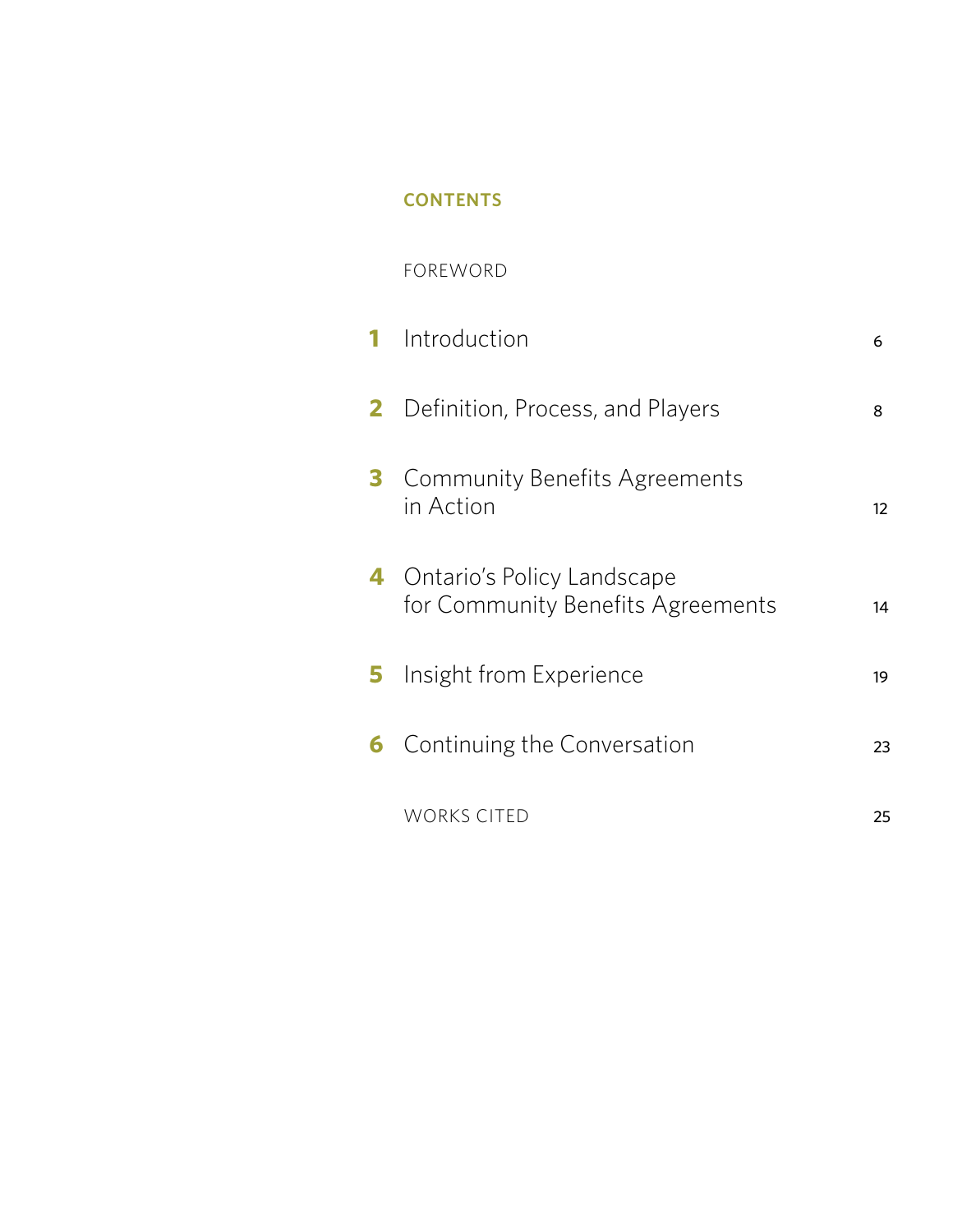## CONTENTS

FOREWORD

1 Introduction 6

2 Definition, Process, and Players 8

3 Community Benefits Agreements in Action 12

4 Ontario's Policy Landscape for Community Benefits Agreements 14

5 Insight from Experience 19

6 Continuing the Conversation 23

WORKS CITED 25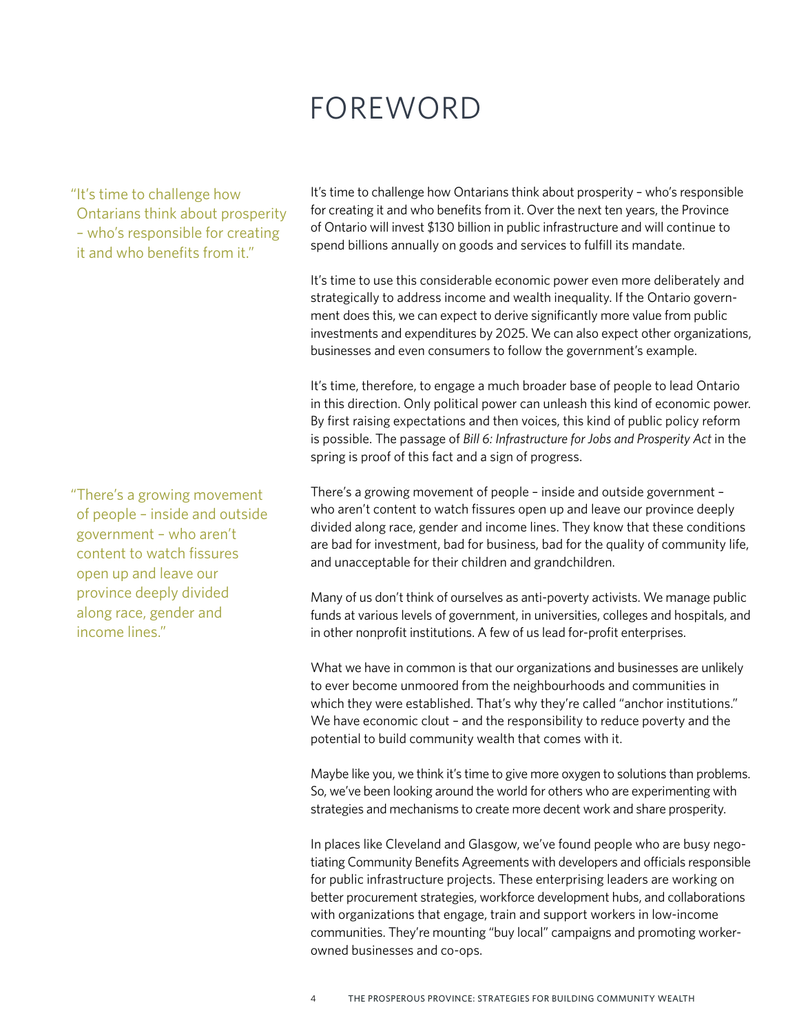# FOREWORD

> "It's time to challenge how Ontarians think about prosperity – who's responsible for creating it and who benefits from it."

It's time to challenge how Ontarians think about prosperity – who's responsible for creating it and who benefits from it. Over the next ten years, the Province of Ontario will invest $130 billion in public infrastructure and will continue to spend billions annually on goods and services to fulfill its mandate.

It's time to use this considerable economic power even more deliberately and strategically to address income and wealth inequality. If the Ontario government does this, we can expect to derive significantly more value from public investments and expenditures by 2025. We can also expect other organizations, businesses and even consumers to follow the government's example.

It's time, therefore, to engage a much broader base of people to lead Ontario in this direction. Only political power can unleash this kind of economic power. By first raising expectations and then voices, this kind of public policy reform is possible. The passage of *Bill 6: Infrastructure for Jobs and Prosperity Act* in the spring is proof of this fact and a sign of progress.

> "There's a growing movement of people – inside and outside government – who aren't content to watch fissures open up and leave our province deeply divided along race, gender and income lines."

There's a growing movement of people – inside and outside government – who aren't content to watch fissures open up and leave our province deeply divided along race, gender and income lines. They know that these conditions are bad for investment, bad for business, bad for the quality of community life, and unacceptable for their children and grandchildren.

Many of us don't think of ourselves as anti-poverty activists. We manage public funds at various levels of government, in universities, colleges and hospitals, and in other nonprofit institutions. A few of us lead for-profit enterprises.

What we have in common is that our organizations and businesses are unlikely to ever become unmoored from the neighbourhoods and communities in which they were established. That's why they're called "anchor institutions." We have economic clout – and the responsibility to reduce poverty and the potential to build community wealth that comes with it.

Maybe like you, we think it's time to give more oxygen to solutions than problems. So, we've been looking around the world for others who are experimenting with strategies and mechanisms to create more decent work and share prosperity.

In places like Cleveland and Glasgow, we've found people who are busy negotiating Community Benefits Agreements with developers and officials responsible for public infrastructure projects. These enterprising leaders are working on better procurement strategies, workforce development hubs, and collaborations with organizations that engage, train and support workers in low-income communities. They're mounting "buy local" campaigns and promoting worker-owned businesses and co-ops.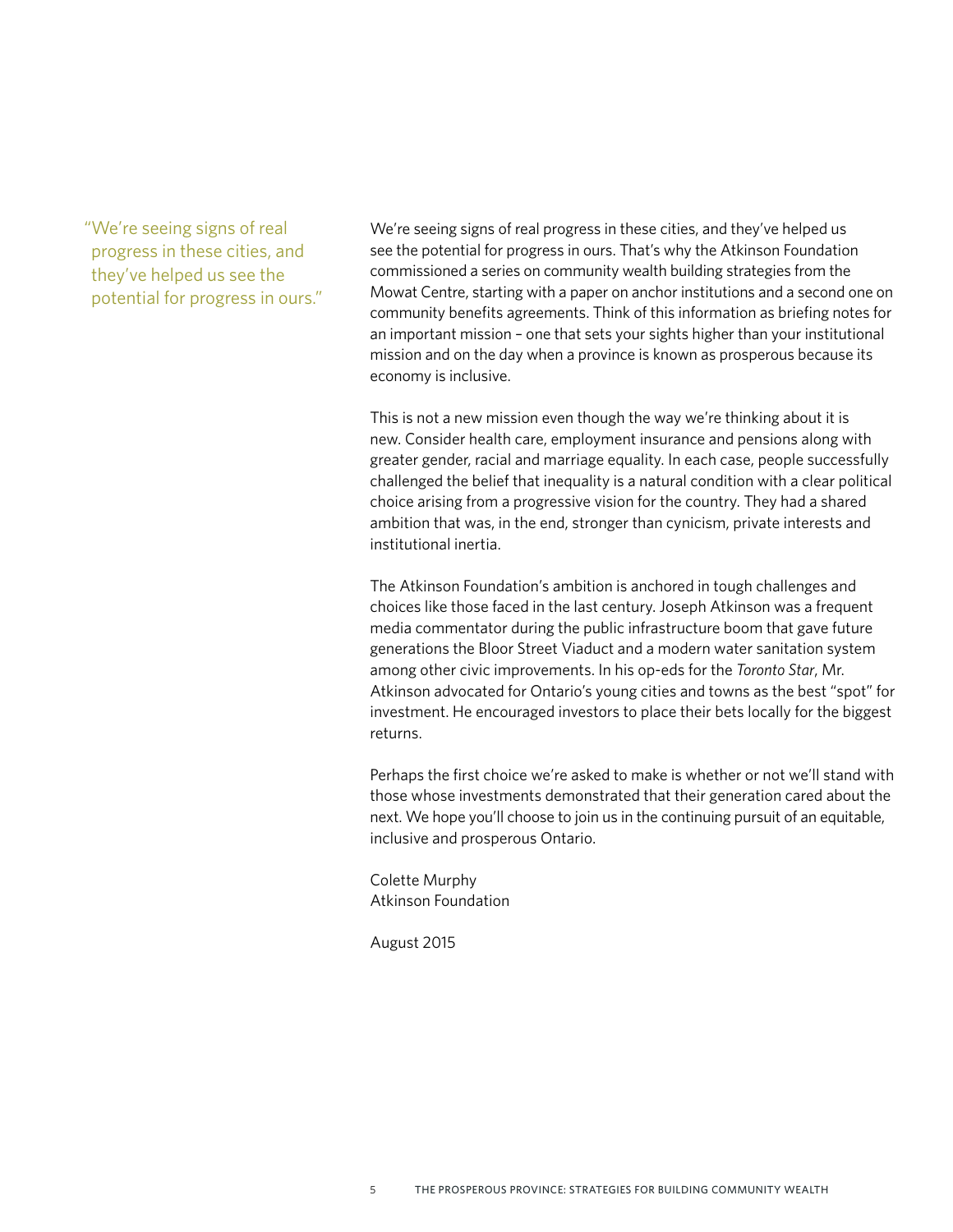> "We're seeing signs of real progress in these cities, and they've helped us see the potential for progress in ours."

We're seeing signs of real progress in these cities, and they've helped us see the potential for progress in ours. That's why the Atkinson Foundation commissioned a series on community wealth building strategies from the Mowat Centre, starting with a paper on anchor institutions and a second one on community benefits agreements. Think of this information as briefing notes for an important mission – one that sets your sights higher than your institutional mission and on the day when a province is known as prosperous because its economy is inclusive.

This is not a new mission even though the way we're thinking about it is new. Consider health care, employment insurance and pensions along with greater gender, racial and marriage equality. In each case, people successfully challenged the belief that inequality is a natural condition with a clear political choice arising from a progressive vision for the country. They had a shared ambition that was, in the end, stronger than cynicism, private interests and institutional inertia.

The Atkinson Foundation's ambition is anchored in tough challenges and choices like those faced in the last century. Joseph Atkinson was a frequent media commentator during the public infrastructure boom that gave future generations the Bloor Street Viaduct and a modern water sanitation system among other civic improvements. In his op-eds for the *Toronto Star*, Mr. Atkinson advocated for Ontario's young cities and towns as the best "spot" for investment. He encouraged investors to place their bets locally for the biggest returns.

Perhaps the first choice we're asked to make is whether or not we'll stand with those whose investments demonstrated that their generation cared about the next. We hope you'll choose to join us in the continuing pursuit of an equitable, inclusive and prosperous Ontario.

Colette Murphy
Atkinson Foundation

August 2015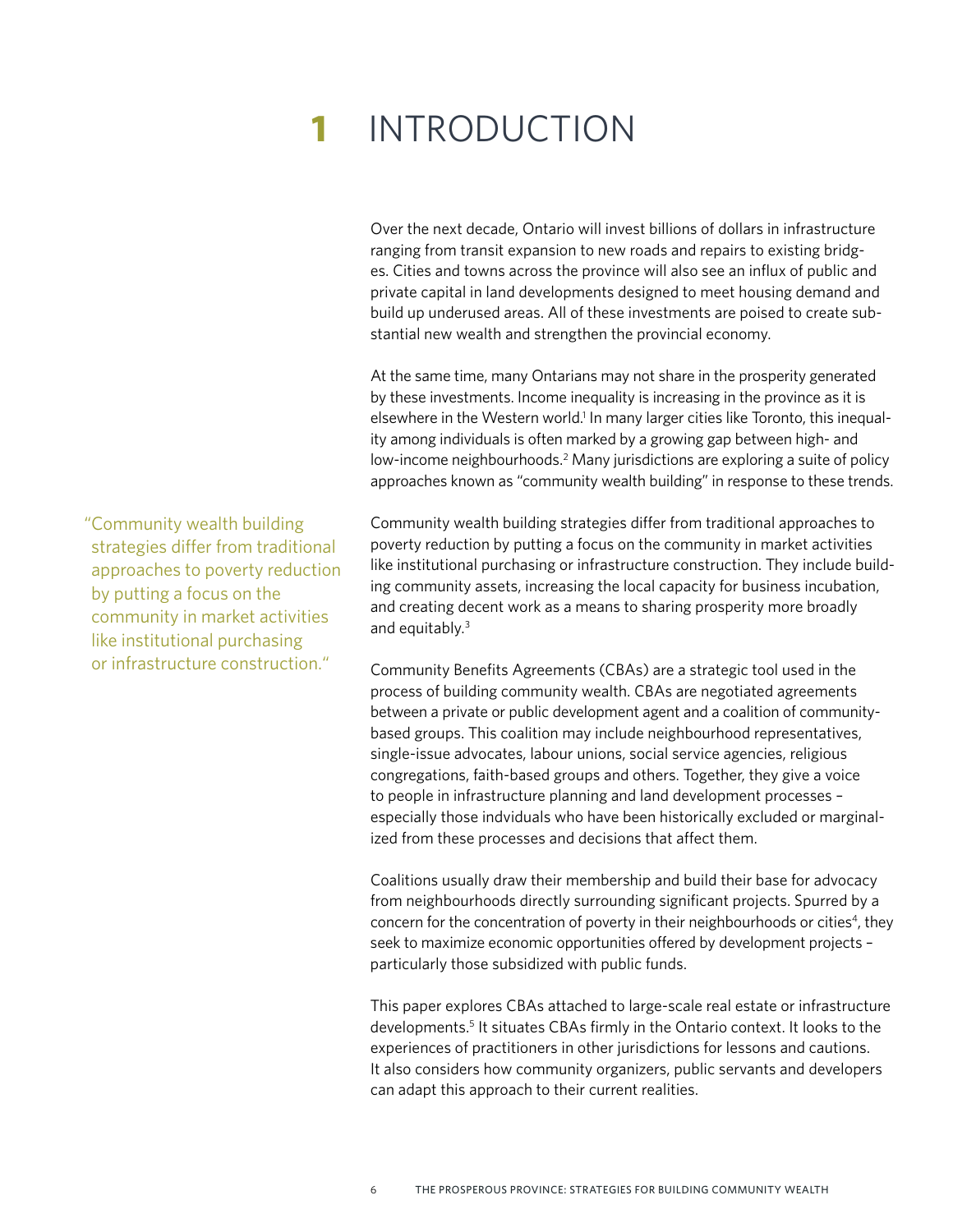# 1 INTRODUCTION

Over the next decade, Ontario will invest billions of dollars in infrastructure ranging from transit expansion to new roads and repairs to existing bridges. Cities and towns across the province will also see an influx of public and private capital in land developments designed to meet housing demand and build up underused areas. All of these investments are poised to create substantial new wealth and strengthen the provincial economy.

At the same time, many Ontarians may not share in the prosperity generated by these investments. Income inequality is increasing in the province as it is elsewhere in the Western world.[1] In many larger cities like Toronto, this inequality among individuals is often marked by a growing gap between high- and low-income neighbourhoods.[2] Many jurisdictions are exploring a suite of policy approaches known as "community wealth building" in response to these trends.

> "Community wealth building strategies differ from traditional approaches to poverty reduction by putting a focus on the community in market activities like institutional purchasing or infrastructure construction."

Community wealth building strategies differ from traditional approaches to poverty reduction by putting a focus on the community in market activities like institutional purchasing or infrastructure construction. They include building community assets, increasing the local capacity for business incubation, and creating decent work as a means to sharing prosperity more broadly and equitably.[3]

Community Benefits Agreements (CBAs) are a strategic tool used in the process of building community wealth. CBAs are negotiated agreements between a private or public development agent and a coalition of community-based groups. This coalition may include neighbourhood representatives, single-issue advocates, labour unions, social service agencies, religious congregations, faith-based groups and others. Together, they give a voice to people in infrastructure planning and land development processes – especially those indviduals who have been historically excluded or marginalized from these processes and decisions that affect them.

Coalitions usually draw their membership and build their base for advocacy from neighbourhoods directly surrounding significant projects. Spurred by a concern for the concentration of poverty in their neighbourhoods or cities[4], they seek to maximize economic opportunities offered by development projects – particularly those subsidized with public funds.

This paper explores CBAs attached to large-scale real estate or infrastructure developments.[5] It situates CBAs firmly in the Ontario context. It looks to the experiences of practitioners in other jurisdictions for lessons and cautions. It also considers how community organizers, public servants and developers can adapt this approach to their current realities.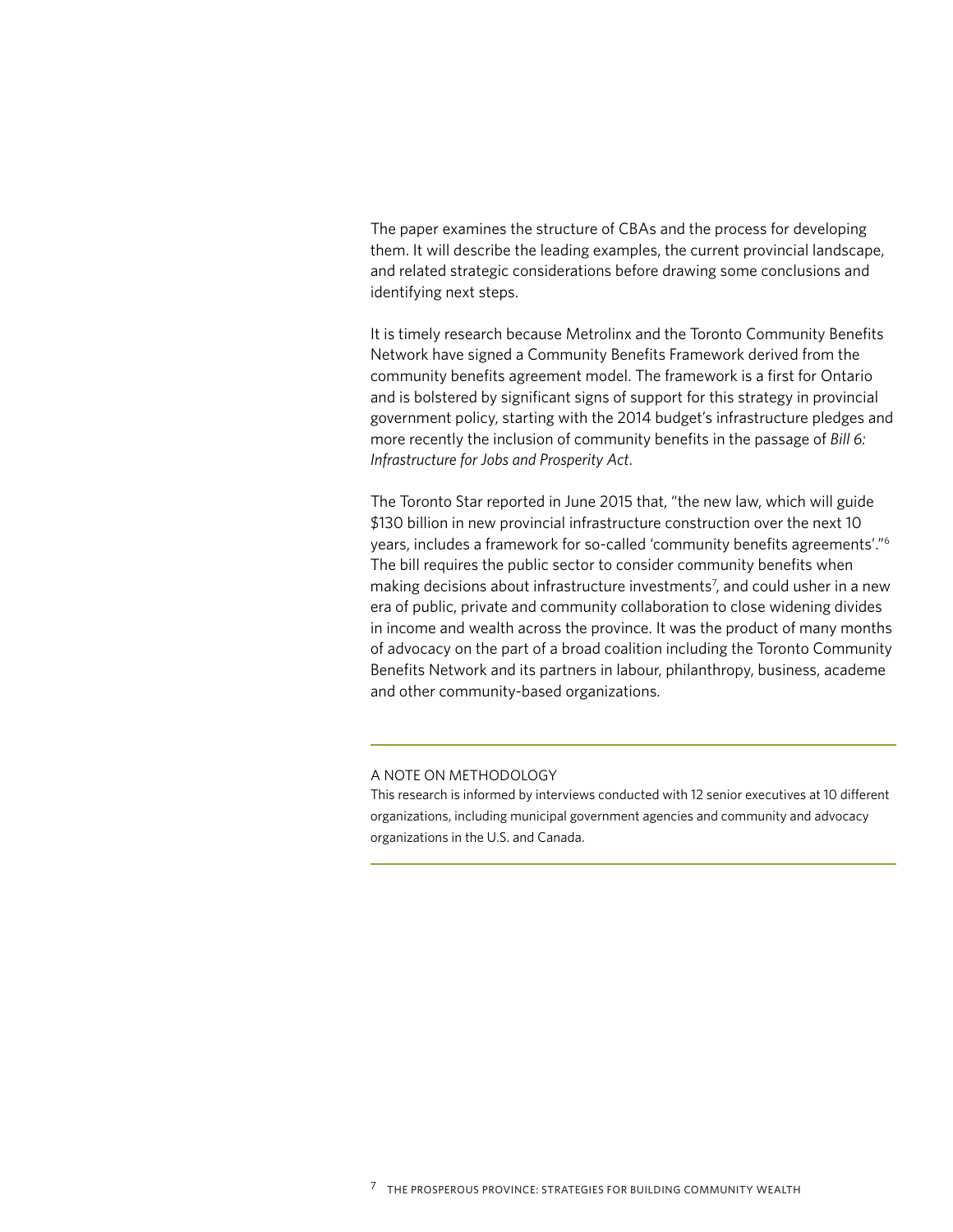The paper examines the structure of CBAs and the process for developing them. It will describe the leading examples, the current provincial landscape, and related strategic considerations before drawing some conclusions and identifying next steps.

It is timely research because Metrolinx and the Toronto Community Benefits Network have signed a Community Benefits Framework derived from the community benefits agreement model. The framework is a first for Ontario and is bolstered by significant signs of support for this strategy in provincial government policy, starting with the 2014 budget's infrastructure pledges and more recently the inclusion of community benefits in the passage of *Bill 6: Infrastructure for Jobs and Prosperity Act*.

The Toronto Star reported in June 2015 that, "the new law, which will guide $130 billion in new provincial infrastructure construction over the next 10 years, includes a framework for so-called 'community benefits agreements'."[6] The bill requires the public sector to consider community benefits when making decisions about infrastructure investments[7], and could usher in a new era of public, private and community collaboration to close widening divides in income and wealth across the province. It was the product of many months of advocacy on the part of a broad coalition including the Toronto Community Benefits Network and its partners in labour, philanthropy, business, academe and other community-based organizations.

---

A NOTE ON METHODOLOGY

This research is informed by interviews conducted with 12 senior executives at 10 different organizations, including municipal government agencies and community and advocacy organizations in the U.S. and Canada.

---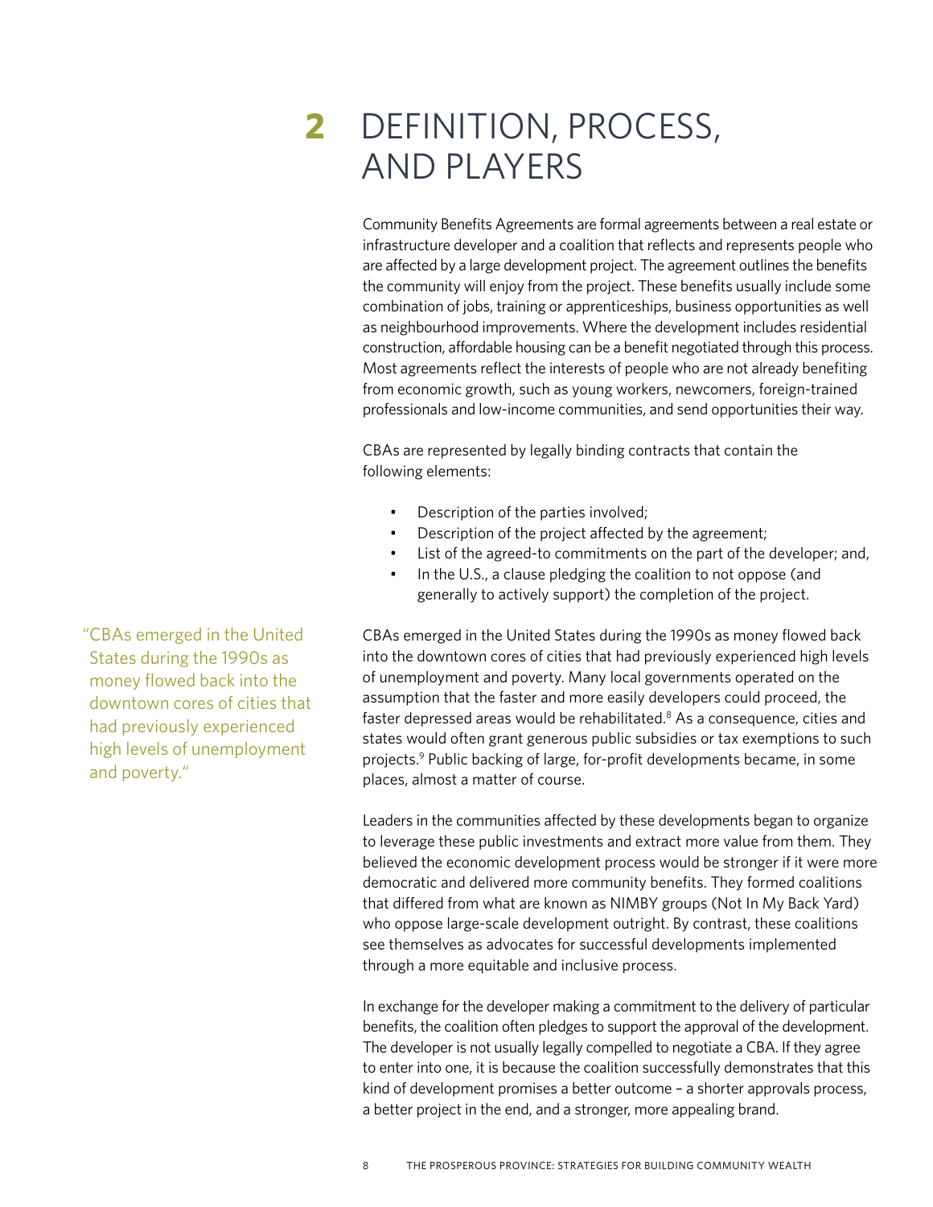# 2 DEFINITION, PROCESS, AND PLAYERS

Community Benefits Agreements are formal agreements between a real estate or infrastructure developer and a coalition that reflects and represents people who are affected by a large development project. The agreement outlines the benefits the community will enjoy from the project. These benefits usually include some combination of jobs, training or apprenticeships, business opportunities as well as neighbourhood improvements. Where the development includes residential construction, affordable housing can be a benefit negotiated through this process. Most agreements reflect the interests of people who are not already benefiting from economic growth, such as young workers, newcomers, foreign-trained professionals and low-income communities, and send opportunities their way.

CBAs are represented by legally binding contracts that contain the following elements:

- Description of the parties involved;
- Description of the project affected by the agreement;
- List of the agreed-to commitments on the part of the developer; and,
- In the U.S., a clause pledging the coalition to not oppose (and generally to actively support) the completion of the project.

> "CBAs emerged in the United States during the 1990s as money flowed back into the downtown cores of cities that had previously experienced high levels of unemployment and poverty."

CBAs emerged in the United States during the 1990s as money flowed back into the downtown cores of cities that had previously experienced high levels of unemployment and poverty. Many local governments operated on the assumption that the faster and more easily developers could proceed, the faster depressed areas would be rehabilitated.[8] As a consequence, cities and states would often grant generous public subsidies or tax exemptions to such projects.[9] Public backing of large, for-profit developments became, in some places, almost a matter of course.

Leaders in the communities affected by these developments began to organize to leverage these public investments and extract more value from them. They believed the economic development process would be stronger if it were more democratic and delivered more community benefits. They formed coalitions that differed from what are known as NIMBY groups (Not In My Back Yard) who oppose large-scale development outright. By contrast, these coalitions see themselves as advocates for successful developments implemented through a more equitable and inclusive process.

In exchange for the developer making a commitment to the delivery of particular benefits, the coalition often pledges to support the approval of the development. The developer is not usually legally compelled to negotiate a CBA. If they agree to enter into one, it is because the coalition successfully demonstrates that this kind of development promises a better outcome – a shorter approvals process, a better project in the end, and a stronger, more appealing brand.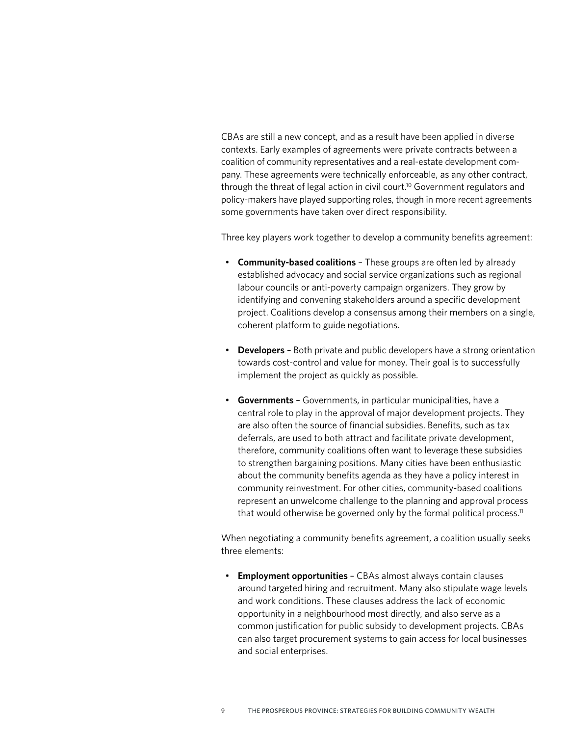CBAs are still a new concept, and as a result have been applied in diverse contexts. Early examples of agreements were private contracts between a coalition of community representatives and a real-estate development company. These agreements were technically enforceable, as any other contract, through the threat of legal action in civil court.[10] Government regulators and policy-makers have played supporting roles, though in more recent agreements some governments have taken over direct responsibility.

Three key players work together to develop a community benefits agreement:

- **Community-based coalitions** – These groups are often led by already established advocacy and social service organizations such as regional labour councils or anti-poverty campaign organizers. They grow by identifying and convening stakeholders around a specific development project. Coalitions develop a consensus among their members on a single, coherent platform to guide negotiations.

- **Developers** – Both private and public developers have a strong orientation towards cost-control and value for money. Their goal is to successfully implement the project as quickly as possible.

- **Governments** – Governments, in particular municipalities, have a central role to play in the approval of major development projects. They are also often the source of financial subsidies. Benefits, such as tax deferrals, are used to both attract and facilitate private development, therefore, community coalitions often want to leverage these subsidies to strengthen bargaining positions. Many cities have been enthusiastic about the community benefits agenda as they have a policy interest in community reinvestment. For other cities, community-based coalitions represent an unwelcome challenge to the planning and approval process that would otherwise be governed only by the formal political process.[11]

When negotiating a community benefits agreement, a coalition usually seeks three elements:

- **Employment opportunities** – CBAs almost always contain clauses around targeted hiring and recruitment. Many also stipulate wage levels and work conditions. These clauses address the lack of economic opportunity in a neighbourhood most directly, and also serve as a common justification for public subsidy to development projects. CBAs can also target procurement systems to gain access for local businesses and social enterprises.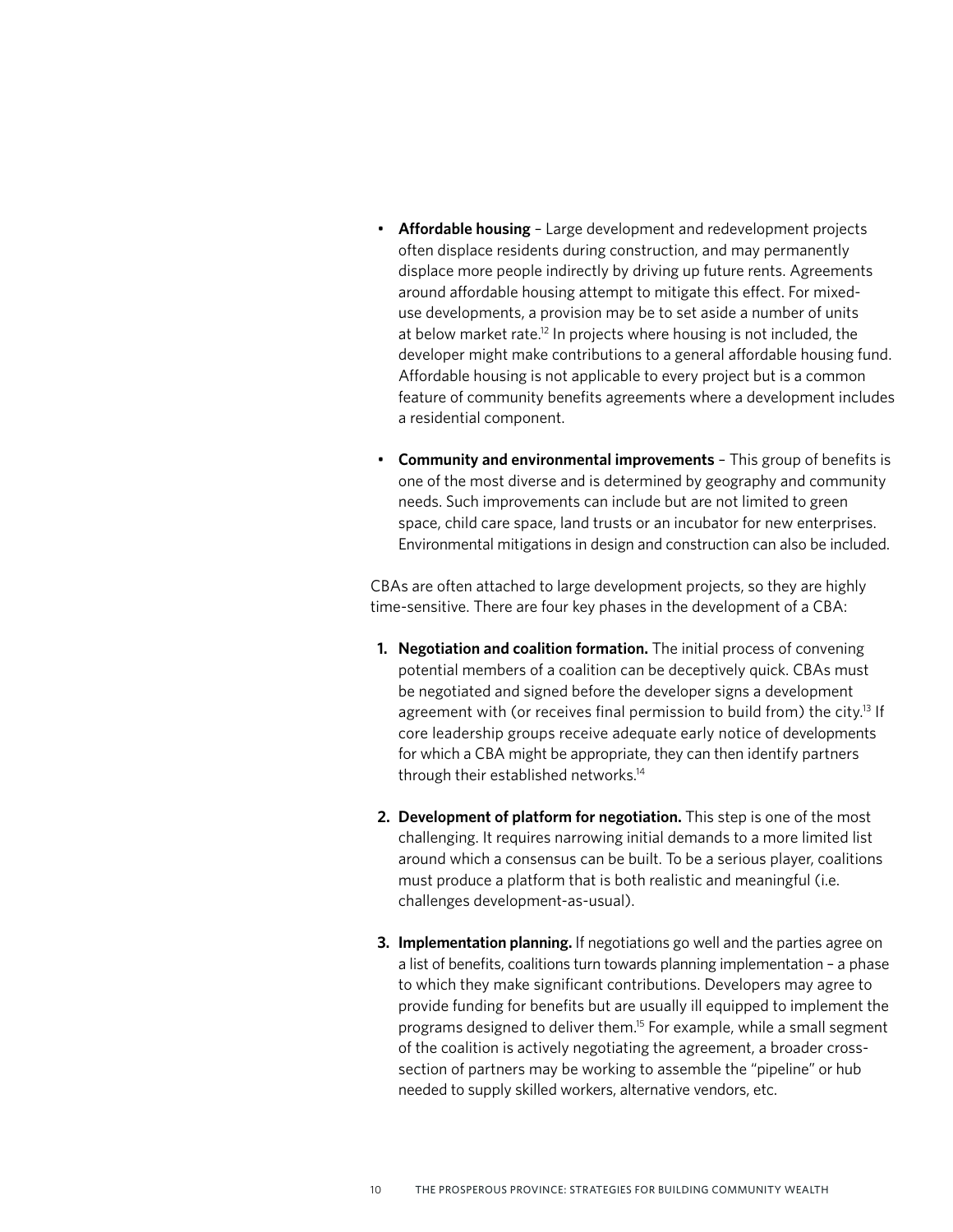- **Affordable housing** – Large development and redevelopment projects often displace residents during construction, and may permanently displace more people indirectly by driving up future rents. Agreements around affordable housing attempt to mitigate this effect. For mixed-use developments, a provision may be to set aside a number of units at below market rate.[12] In projects where housing is not included, the developer might make contributions to a general affordable housing fund. Affordable housing is not applicable to every project but is a common feature of community benefits agreements where a development includes a residential component.

- **Community and environmental improvements** – This group of benefits is one of the most diverse and is determined by geography and community needs. Such improvements can include but are not limited to green space, child care space, land trusts or an incubator for new enterprises. Environmental mitigations in design and construction can also be included.

CBAs are often attached to large development projects, so they are highly time-sensitive. There are four key phases in the development of a CBA:

1. **Negotiation and coalition formation.** The initial process of convening potential members of a coalition can be deceptively quick. CBAs must be negotiated and signed before the developer signs a development agreement with (or receives final permission to build from) the city.[13] If core leadership groups receive adequate early notice of developments for which a CBA might be appropriate, they can then identify partners through their established networks.[14]

2. **Development of platform for negotiation.** This step is one of the most challenging. It requires narrowing initial demands to a more limited list around which a consensus can be built. To be a serious player, coalitions must produce a platform that is both realistic and meaningful (i.e. challenges development-as-usual).

3. **Implementation planning.** If negotiations go well and the parties agree on a list of benefits, coalitions turn towards planning implementation – a phase to which they make significant contributions. Developers may agree to provide funding for benefits but are usually ill equipped to implement the programs designed to deliver them.[15] For example, while a small segment of the coalition is actively negotiating the agreement, a broader cross-section of partners may be working to assemble the "pipeline" or hub needed to supply skilled workers, alternative vendors, etc.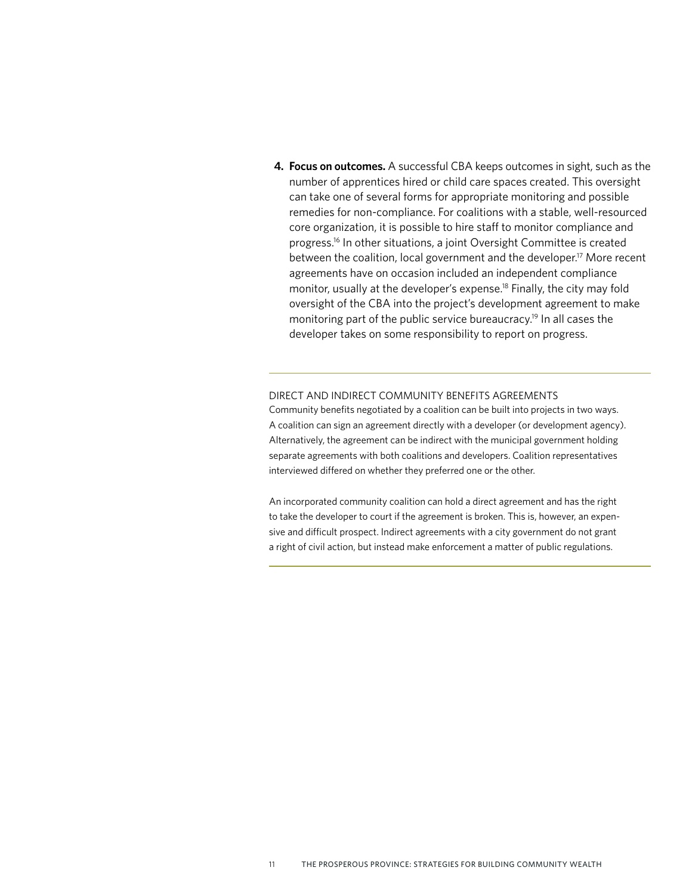4. **Focus on outcomes.** A successful CBA keeps outcomes in sight, such as the number of apprentices hired or child care spaces created. This oversight can take one of several forms for appropriate monitoring and possible remedies for non-compliance. For coalitions with a stable, well-resourced core organization, it is possible to hire staff to monitor compliance and progress.[16] In other situations, a joint Oversight Committee is created between the coalition, local government and the developer.[17] More recent agreements have on occasion included an independent compliance monitor, usually at the developer's expense.[18] Finally, the city may fold oversight of the CBA into the project's development agreement to make monitoring part of the public service bureaucracy.[19] In all cases the developer takes on some responsibility to report on progress.

---

DIRECT AND INDIRECT COMMUNITY BENEFITS AGREEMENTS

Community benefits negotiated by a coalition can be built into projects in two ways. A coalition can sign an agreement directly with a developer (or development agency). Alternatively, the agreement can be indirect with the municipal government holding separate agreements with both coalitions and developers. Coalition representatives interviewed differed on whether they preferred one or the other.

An incorporated community coalition can hold a direct agreement and has the right to take the developer to court if the agreement is broken. This is, however, an expensive and difficult prospect. Indirect agreements with a city government do not grant a right of civil action, but instead make enforcement a matter of public regulations.

---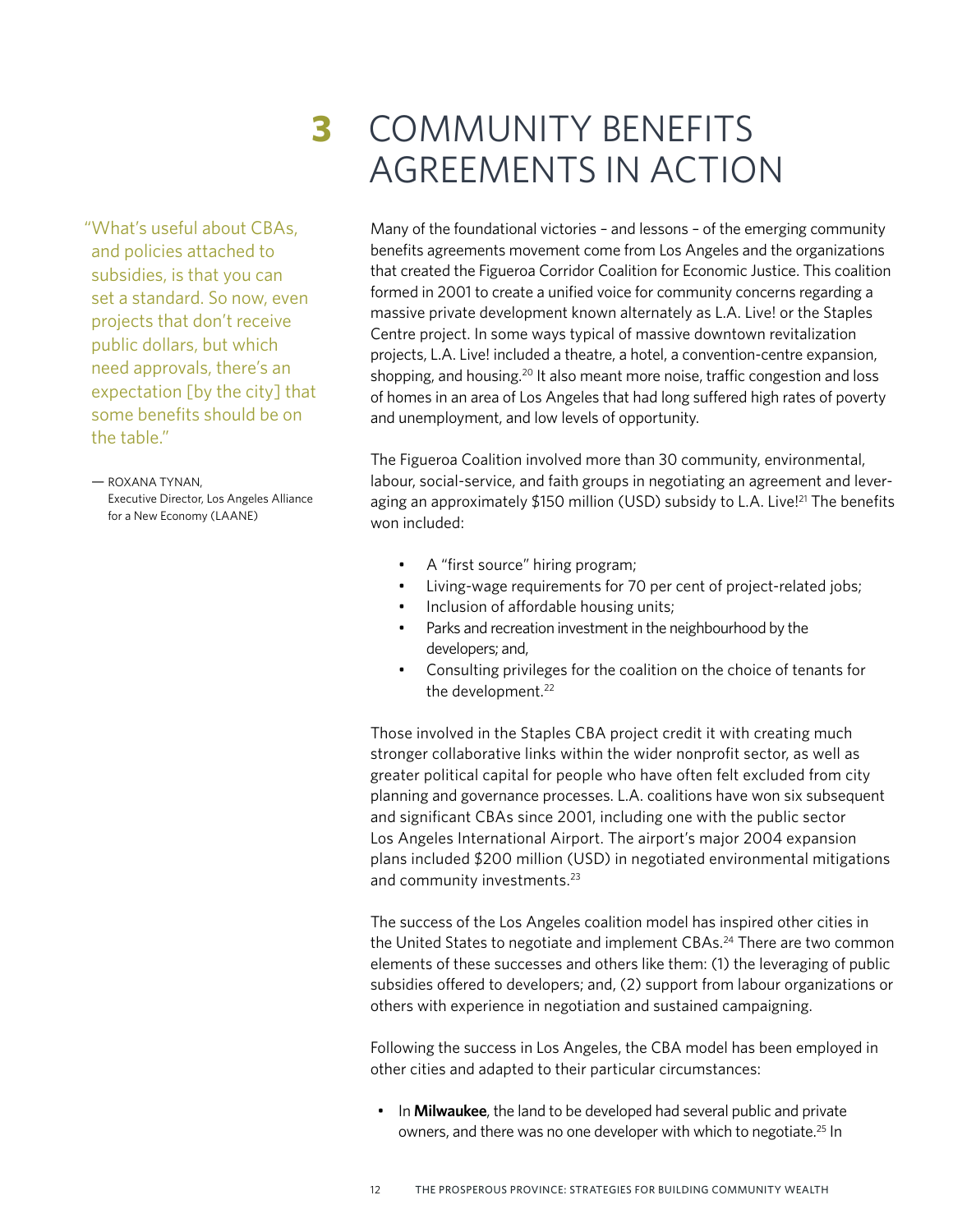# 3 COMMUNITY BENEFITS AGREEMENTS IN ACTION

> "What's useful about CBAs, and policies attached to subsidies, is that you can set a standard. So now, even projects that don't receive public dollars, but which need approvals, there's an expectation [by the city] that some benefits should be on the table."
>
> — ROXANA TYNAN, Executive Director, Los Angeles Alliance for a New Economy (LAANE)

Many of the foundational victories – and lessons – of the emerging community benefits agreements movement come from Los Angeles and the organizations that created the Figueroa Corridor Coalition for Economic Justice. This coalition formed in 2001 to create a unified voice for community concerns regarding a massive private development known alternately as L.A. Live! or the Staples Centre project. In some ways typical of massive downtown revitalization projects, L.A. Live! included a theatre, a hotel, a convention-centre expansion, shopping, and housing.[20] It also meant more noise, traffic congestion and loss of homes in an area of Los Angeles that had long suffered high rates of poverty and unemployment, and low levels of opportunity.

The Figueroa Coalition involved more than 30 community, environmental, labour, social-service, and faith groups in negotiating an agreement and leveraging an approximately $150 million (USD) subsidy to L.A. Live![21] The benefits won included:

- A "first source" hiring program;
- Living-wage requirements for 70 per cent of project-related jobs;
- Inclusion of affordable housing units;
- Parks and recreation investment in the neighbourhood by the developers; and,
- Consulting privileges for the coalition on the choice of tenants for the development.[22]

Those involved in the Staples CBA project credit it with creating much stronger collaborative links within the wider nonprofit sector, as well as greater political capital for people who have often felt excluded from city planning and governance processes. L.A. coalitions have won six subsequent and significant CBAs since 2001, including one with the public sector Los Angeles International Airport. The airport's major 2004 expansion plans included $200 million (USD) in negotiated environmental mitigations and community investments.[23]

The success of the Los Angeles coalition model has inspired other cities in the United States to negotiate and implement CBAs.[24] There are two common elements of these successes and others like them: (1) the leveraging of public subsidies offered to developers; and, (2) support from labour organizations or others with experience in negotiation and sustained campaigning.

Following the success in Los Angeles, the CBA model has been employed in other cities and adapted to their particular circumstances:

- In **Milwaukee**, the land to be developed had several public and private owners, and there was no one developer with which to negotiate.[25] In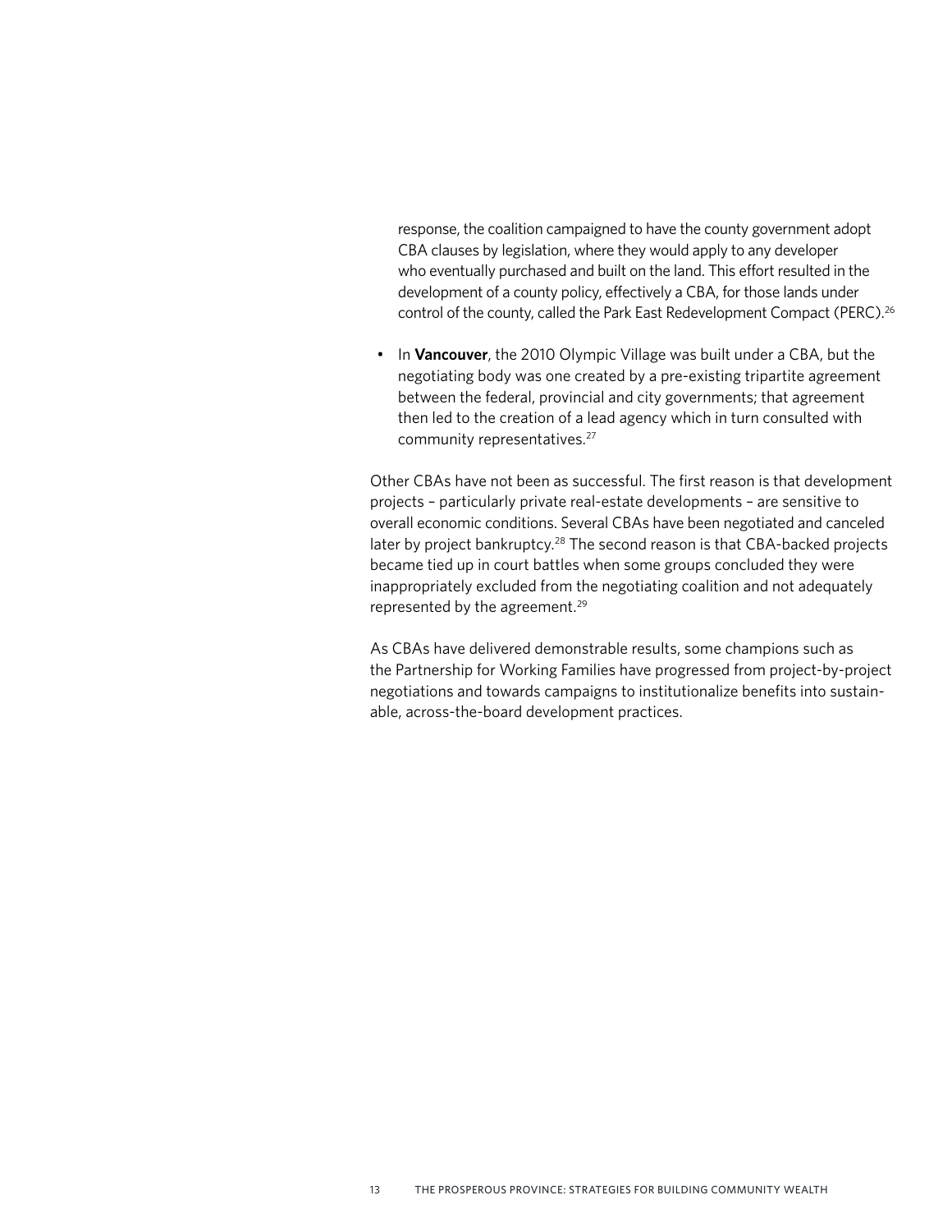response, the coalition campaigned to have the county government adopt CBA clauses by legislation, where they would apply to any developer who eventually purchased and built on the land. This effort resulted in the development of a county policy, effectively a CBA, for those lands under control of the county, called the Park East Redevelopment Compact (PERC).[26]

- In **Vancouver**, the 2010 Olympic Village was built under a CBA, but the negotiating body was one created by a pre-existing tripartite agreement between the federal, provincial and city governments; that agreement then led to the creation of a lead agency which in turn consulted with community representatives.[27]

Other CBAs have not been as successful. The first reason is that development projects – particularly private real-estate developments – are sensitive to overall economic conditions. Several CBAs have been negotiated and canceled later by project bankruptcy.[28] The second reason is that CBA-backed projects became tied up in court battles when some groups concluded they were inappropriately excluded from the negotiating coalition and not adequately represented by the agreement.[29]

As CBAs have delivered demonstrable results, some champions such as the Partnership for Working Families have progressed from project-by-project negotiations and towards campaigns to institutionalize benefits into sustainable, across-the-board development practices.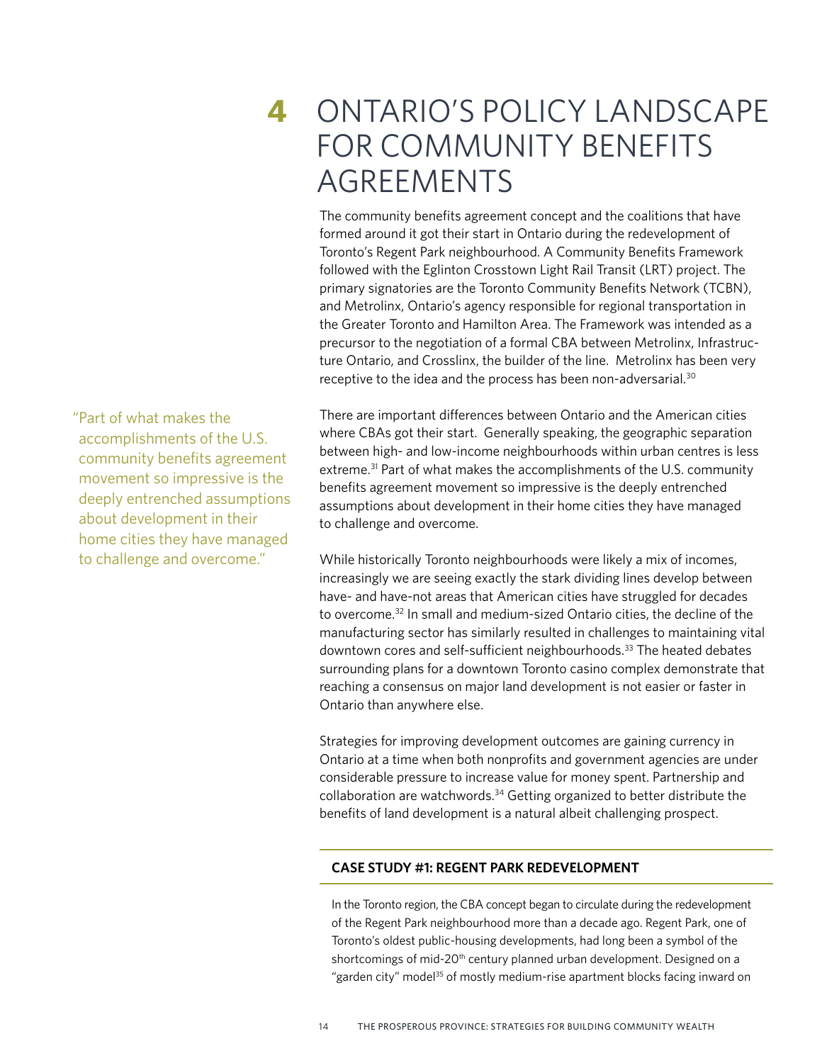# 4 ONTARIO'S POLICY LANDSCAPE FOR COMMUNITY BENEFITS AGREEMENTS

The community benefits agreement concept and the coalitions that have formed around it got their start in Ontario during the redevelopment of Toronto's Regent Park neighbourhood. A Community Benefits Framework followed with the Eglinton Crosstown Light Rail Transit (LRT) project. The primary signatories are the Toronto Community Benefits Network (TCBN), and Metrolinx, Ontario's agency responsible for regional transportation in the Greater Toronto and Hamilton Area. The Framework was intended as a precursor to the negotiation of a formal CBA between Metrolinx, Infrastructure Ontario, and Crosslinx, the builder of the line. Metrolinx has been very receptive to the idea and the process has been non-adversarial.[30]

> "Part of what makes the accomplishments of the U.S. community benefits agreement movement so impressive is the deeply entrenched assumptions about development in their home cities they have managed to challenge and overcome."

There are important differences between Ontario and the American cities where CBAs got their start. Generally speaking, the geographic separation between high- and low-income neighbourhoods within urban centres is less extreme.[31] Part of what makes the accomplishments of the U.S. community benefits agreement movement so impressive is the deeply entrenched assumptions about development in their home cities they have managed to challenge and overcome.

While historically Toronto neighbourhoods were likely a mix of incomes, increasingly we are seeing exactly the stark dividing lines develop between have- and have-not areas that American cities have struggled for decades to overcome.[32] In small and medium-sized Ontario cities, the decline of the manufacturing sector has similarly resulted in challenges to maintaining vital downtown cores and self-sufficient neighbourhoods.[33] The heated debates surrounding plans for a downtown Toronto casino complex demonstrate that reaching a consensus on major land development is not easier or faster in Ontario than anywhere else.

Strategies for improving development outcomes are gaining currency in Ontario at a time when both nonprofits and government agencies are under considerable pressure to increase value for money spent. Partnership and collaboration are watchwords.[34] Getting organized to better distribute the benefits of land development is a natural albeit challenging prospect.

**CASE STUDY #1: REGENT PARK REDEVELOPMENT**

In the Toronto region, the CBA concept began to circulate during the redevelopment of the Regent Park neighbourhood more than a decade ago. Regent Park, one of Toronto's oldest public-housing developments, had long been a symbol of the shortcomings of mid-20th century planned urban development. Designed on a "garden city" model[35] of mostly medium-rise apartment blocks facing inward on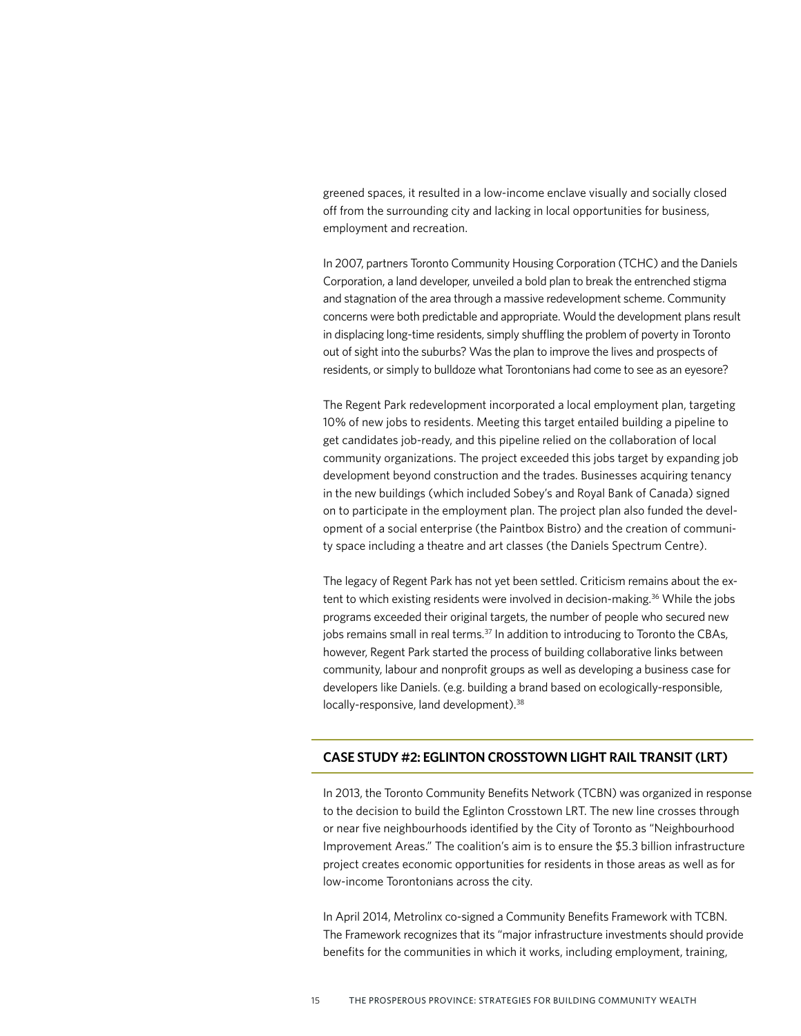greened spaces, it resulted in a low-income enclave visually and socially closed off from the surrounding city and lacking in local opportunities for business, employment and recreation.

In 2007, partners Toronto Community Housing Corporation (TCHC) and the Daniels Corporation, a land developer, unveiled a bold plan to break the entrenched stigma and stagnation of the area through a massive redevelopment scheme. Community concerns were both predictable and appropriate. Would the development plans result in displacing long-time residents, simply shuffling the problem of poverty in Toronto out of sight into the suburbs? Was the plan to improve the lives and prospects of residents, or simply to bulldoze what Torontonians had come to see as an eyesore?

The Regent Park redevelopment incorporated a local employment plan, targeting 10% of new jobs to residents. Meeting this target entailed building a pipeline to get candidates job-ready, and this pipeline relied on the collaboration of local community organizations. The project exceeded this jobs target by expanding job development beyond construction and the trades. Businesses acquiring tenancy in the new buildings (which included Sobey's and Royal Bank of Canada) signed on to participate in the employment plan. The project plan also funded the development of a social enterprise (the Paintbox Bistro) and the creation of community space including a theatre and art classes (the Daniels Spectrum Centre).

The legacy of Regent Park has not yet been settled. Criticism remains about the extent to which existing residents were involved in decision-making.[36] While the jobs programs exceeded their original targets, the number of people who secured new jobs remains small in real terms.[37] In addition to introducing to Toronto the CBAs, however, Regent Park started the process of building collaborative links between community, labour and nonprofit groups as well as developing a business case for developers like Daniels. (e.g. building a brand based on ecologically-responsible, locally-responsive, land development).[38]

### CASE STUDY #2: EGLINTON CROSSTOWN LIGHT RAIL TRANSIT (LRT)

In 2013, the Toronto Community Benefits Network (TCBN) was organized in response to the decision to build the Eglinton Crosstown LRT. The new line crosses through or near five neighbourhoods identified by the City of Toronto as "Neighbourhood Improvement Areas." The coalition's aim is to ensure the $5.3 billion infrastructure project creates economic opportunities for residents in those areas as well as for low-income Torontonians across the city.

In April 2014, Metrolinx co-signed a Community Benefits Framework with TCBN. The Framework recognizes that its "major infrastructure investments should provide benefits for the communities in which it works, including employment, training,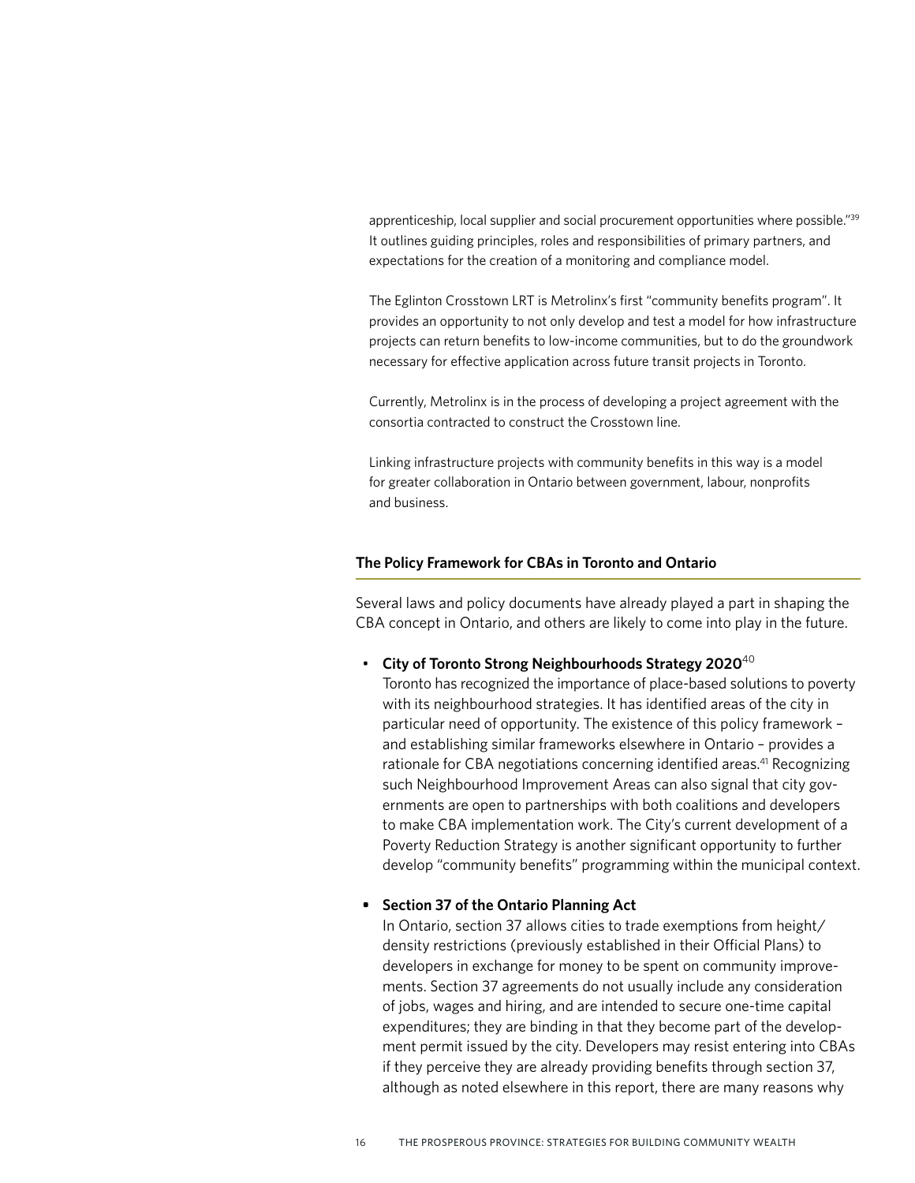apprenticeship, local supplier and social procurement opportunities where possible."[39] It outlines guiding principles, roles and responsibilities of primary partners, and expectations for the creation of a monitoring and compliance model.

The Eglinton Crosstown LRT is Metrolinx's first "community benefits program". It provides an opportunity to not only develop and test a model for how infrastructure projects can return benefits to low-income communities, but to do the groundwork necessary for effective application across future transit projects in Toronto.

Currently, Metrolinx is in the process of developing a project agreement with the consortia contracted to construct the Crosstown line.

Linking infrastructure projects with community benefits in this way is a model for greater collaboration in Ontario between government, labour, nonprofits and business.

### The Policy Framework for CBAs in Toronto and Ontario

Several laws and policy documents have already played a part in shaping the CBA concept in Ontario, and others are likely to come into play in the future.

- **City of Toronto Strong Neighbourhoods Strategy 2020**[40]
  Toronto has recognized the importance of place-based solutions to poverty with its neighbourhood strategies. It has identified areas of the city in particular need of opportunity. The existence of this policy framework – and establishing similar frameworks elsewhere in Ontario – provides a rationale for CBA negotiations concerning identified areas.[41] Recognizing such Neighbourhood Improvement Areas can also signal that city governments are open to partnerships with both coalitions and developers to make CBA implementation work. The City's current development of a Poverty Reduction Strategy is another significant opportunity to further develop "community benefits" programming within the municipal context.

- **Section 37 of the Ontario Planning Act**
  In Ontario, section 37 allows cities to trade exemptions from height/density restrictions (previously established in their Official Plans) to developers in exchange for money to be spent on community improvements. Section 37 agreements do not usually include any consideration of jobs, wages and hiring, and are intended to secure one-time capital expenditures; they are binding in that they become part of the development permit issued by the city. Developers may resist entering into CBAs if they perceive they are already providing benefits through section 37, although as noted elsewhere in this report, there are many reasons why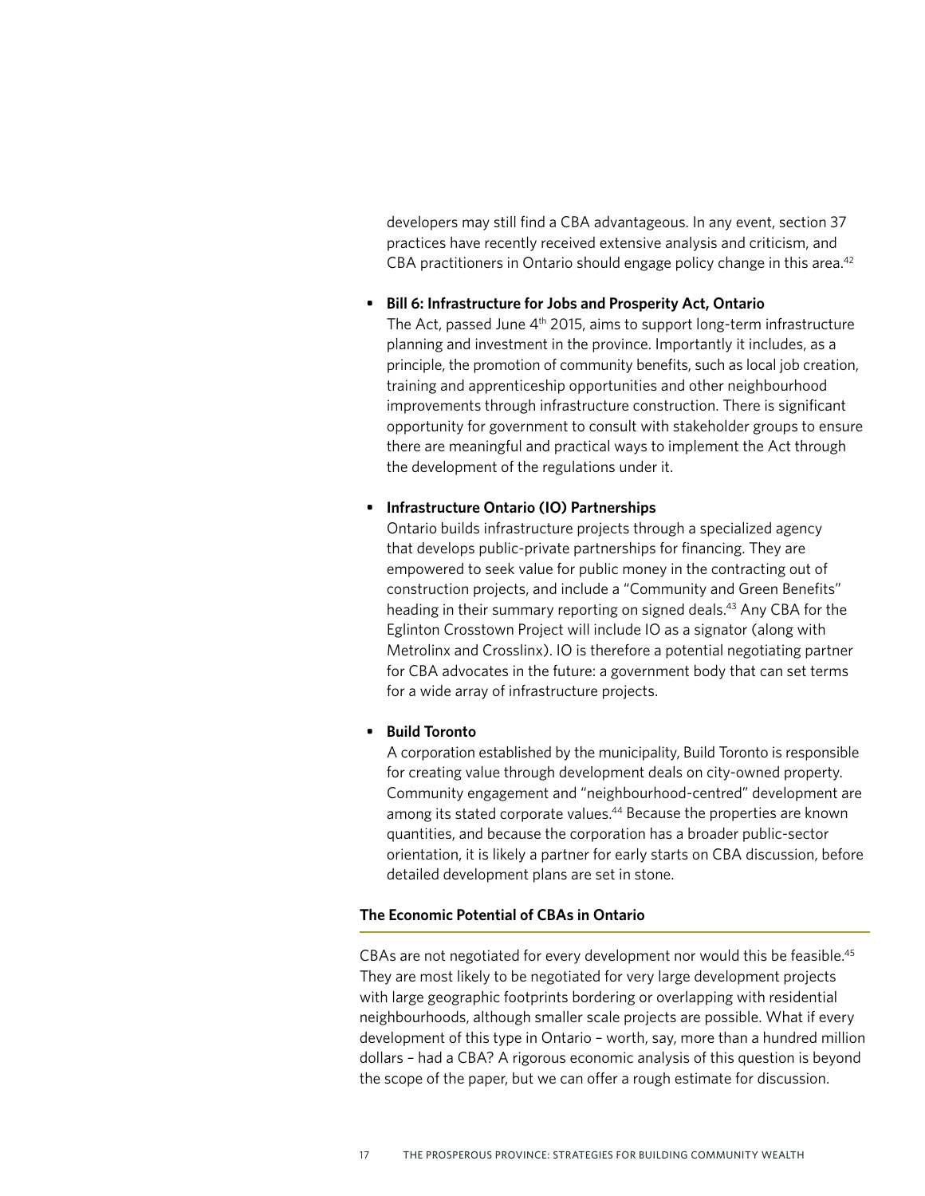developers may still find a CBA advantageous. In any event, section 37 practices have recently received extensive analysis and criticism, and CBA practitioners in Ontario should engage policy change in this area.[42]

- **Bill 6: Infrastructure for Jobs and Prosperity Act, Ontario**
  The Act, passed June 4th 2015, aims to support long-term infrastructure planning and investment in the province. Importantly it includes, as a principle, the promotion of community benefits, such as local job creation, training and apprenticeship opportunities and other neighbourhood improvements through infrastructure construction. There is significant opportunity for government to consult with stakeholder groups to ensure there are meaningful and practical ways to implement the Act through the development of the regulations under it.

- **Infrastructure Ontario (IO) Partnerships**
  Ontario builds infrastructure projects through a specialized agency that develops public-private partnerships for financing. They are empowered to seek value for public money in the contracting out of construction projects, and include a "Community and Green Benefits" heading in their summary reporting on signed deals.[43] Any CBA for the Eglinton Crosstown Project will include IO as a signator (along with Metrolinx and Crosslinx). IO is therefore a potential negotiating partner for CBA advocates in the future: a government body that can set terms for a wide array of infrastructure projects.

- **Build Toronto**
  A corporation established by the municipality, Build Toronto is responsible for creating value through development deals on city-owned property. Community engagement and "neighbourhood-centred" development are among its stated corporate values.[44] Because the properties are known quantities, and because the corporation has a broader public-sector orientation, it is likely a partner for early starts on CBA discussion, before detailed development plans are set in stone.

### The Economic Potential of CBAs in Ontario

CBAs are not negotiated for every development nor would this be feasible.[45] They are most likely to be negotiated for very large development projects with large geographic footprints bordering or overlapping with residential neighbourhoods, although smaller scale projects are possible. What if every development of this type in Ontario – worth, say, more than a hundred million dollars – had a CBA? A rigorous economic analysis of this question is beyond the scope of the paper, but we can offer a rough estimate for discussion.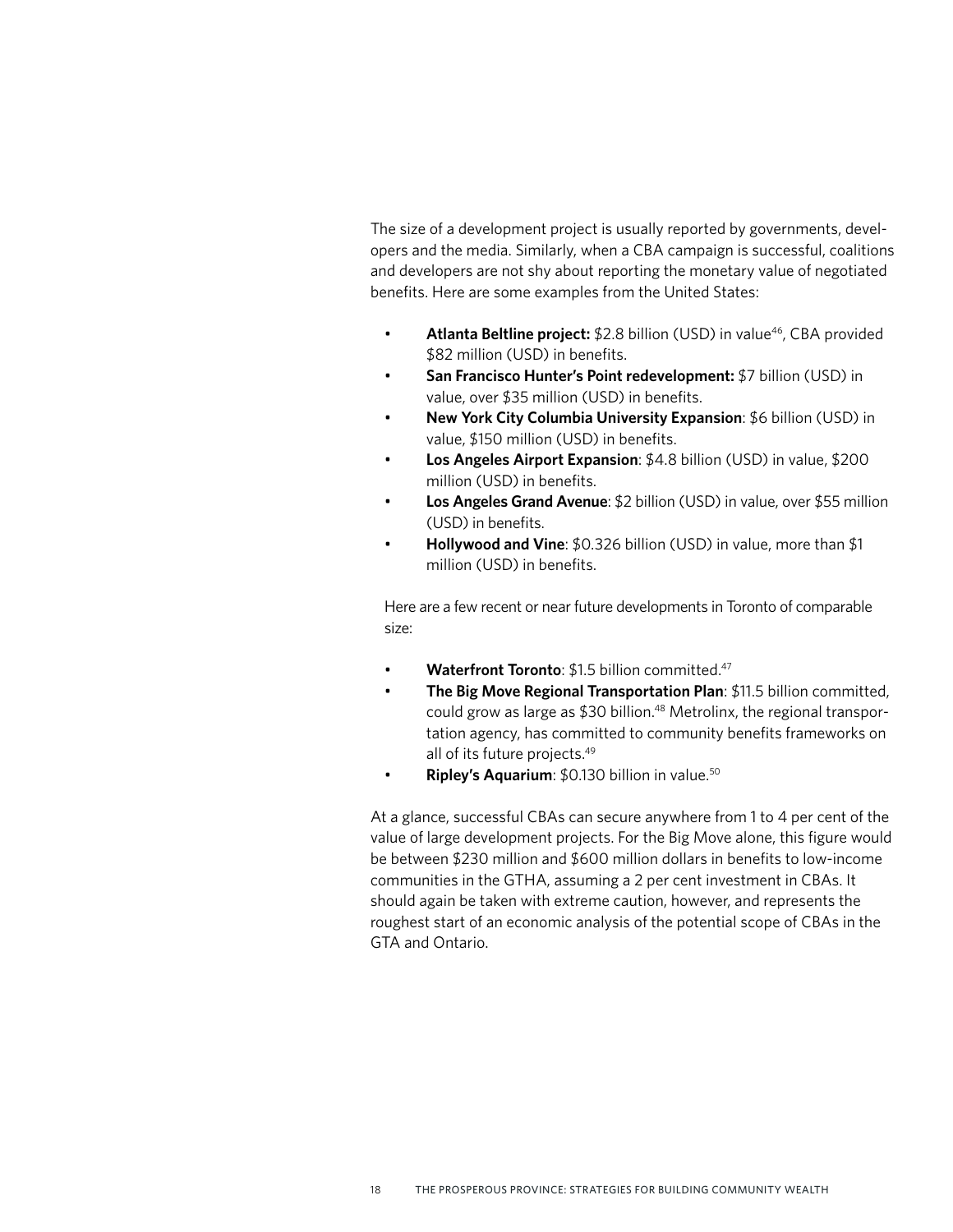The size of a development project is usually reported by governments, developers and the media. Similarly, when a CBA campaign is successful, coalitions and developers are not shy about reporting the monetary value of negotiated benefits. Here are some examples from the United States:

- **Atlanta Beltline project:** $2.8 billion (USD) in value[46], CBA provided $82 million (USD) in benefits.
- **San Francisco Hunter's Point redevelopment:** $7 billion (USD) in value, over $35 million (USD) in benefits.
- **New York City Columbia University Expansion**: $6 billion (USD) in value, $150 million (USD) in benefits.
- **Los Angeles Airport Expansion**: $4.8 billion (USD) in value, $200 million (USD) in benefits.
- **Los Angeles Grand Avenue**: $2 billion (USD) in value, over $55 million (USD) in benefits.
- **Hollywood and Vine**: $0.326 billion (USD) in value, more than $1 million (USD) in benefits.

Here are a few recent or near future developments in Toronto of comparable size:

- **Waterfront Toronto**: $1.5 billion committed.[47]
- **The Big Move Regional Transportation Plan**: $11.5 billion committed, could grow as large as $30 billion.[48] Metrolinx, the regional transportation agency, has committed to community benefits frameworks on all of its future projects.[49]
- **Ripley's Aquarium**: $0.130 billion in value.[50]

At a glance, successful CBAs can secure anywhere from 1 to 4 per cent of the value of large development projects. For the Big Move alone, this figure would be between $230 million and $600 million dollars in benefits to low-income communities in the GTHA, assuming a 2 per cent investment in CBAs. It should again be taken with extreme caution, however, and represents the roughest start of an economic analysis of the potential scope of CBAs in the GTA and Ontario.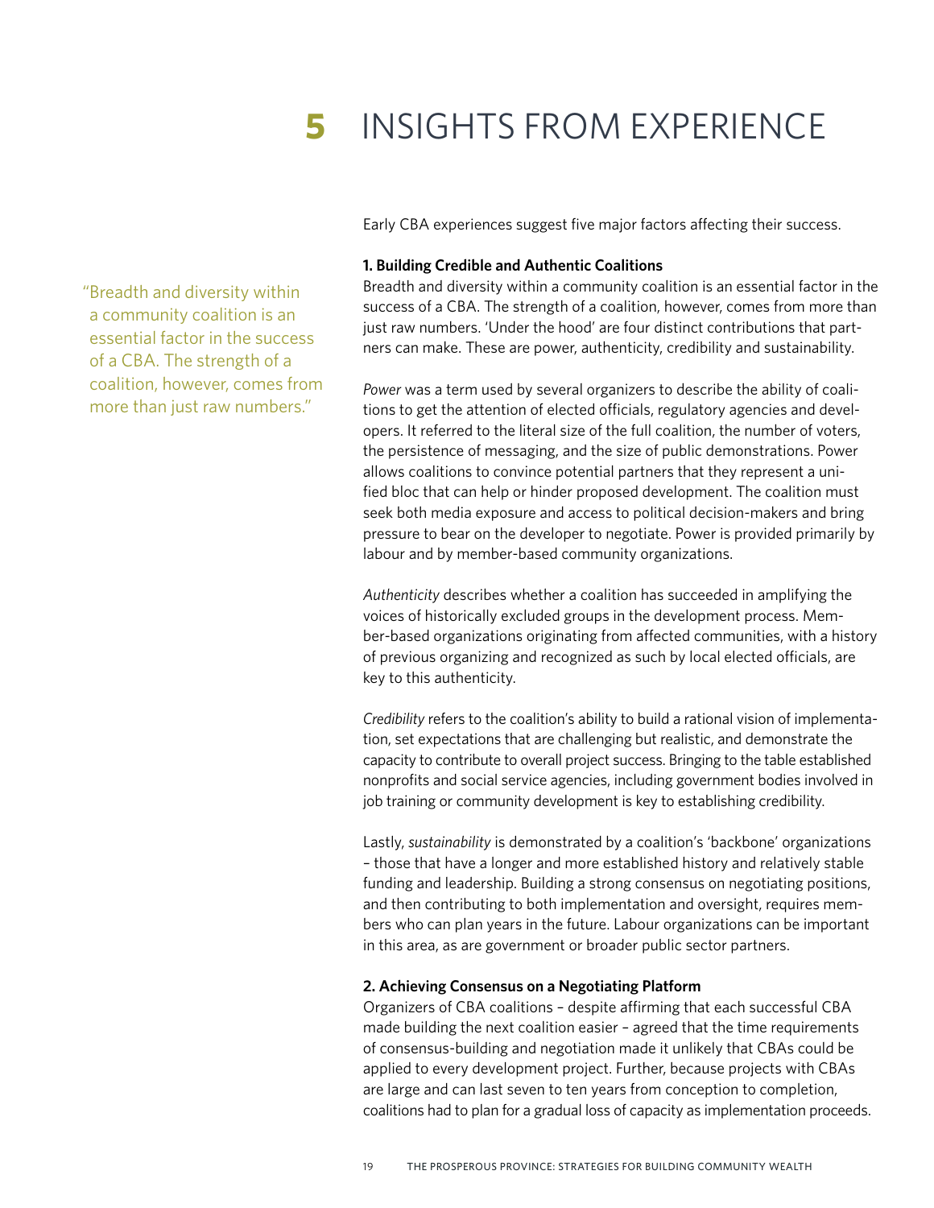# 5 INSIGHTS FROM EXPERIENCE

Early CBA experiences suggest five major factors affecting their success.

> "Breadth and diversity within a community coalition is an essential factor in the success of a CBA. The strength of a coalition, however, comes from more than just raw numbers."

### 1. Building Credible and Authentic Coalitions

Breadth and diversity within a community coalition is an essential factor in the success of a CBA. The strength of a coalition, however, comes from more than just raw numbers. 'Under the hood' are four distinct contributions that partners can make. These are power, authenticity, credibility and sustainability.

*Power* was a term used by several organizers to describe the ability of coalitions to get the attention of elected officials, regulatory agencies and developers. It referred to the literal size of the full coalition, the number of voters, the persistence of messaging, and the size of public demonstrations. Power allows coalitions to convince potential partners that they represent a unified bloc that can help or hinder proposed development. The coalition must seek both media exposure and access to political decision-makers and bring pressure to bear on the developer to negotiate. Power is provided primarily by labour and by member-based community organizations.

*Authenticity* describes whether a coalition has succeeded in amplifying the voices of historically excluded groups in the development process. Member-based organizations originating from affected communities, with a history of previous organizing and recognized as such by local elected officials, are key to this authenticity.

*Credibility* refers to the coalition's ability to build a rational vision of implementation, set expectations that are challenging but realistic, and demonstrate the capacity to contribute to overall project success. Bringing to the table established nonprofits and social service agencies, including government bodies involved in job training or community development is key to establishing credibility.

Lastly, *sustainability* is demonstrated by a coalition's 'backbone' organizations – those that have a longer and more established history and relatively stable funding and leadership. Building a strong consensus on negotiating positions, and then contributing to both implementation and oversight, requires members who can plan years in the future. Labour organizations can be important in this area, as are government or broader public sector partners.

### 2. Achieving Consensus on a Negotiating Platform

Organizers of CBA coalitions – despite affirming that each successful CBA made building the next coalition easier – agreed that the time requirements of consensus-building and negotiation made it unlikely that CBAs could be applied to every development project. Further, because projects with CBAs are large and can last seven to ten years from conception to completion, coalitions had to plan for a gradual loss of capacity as implementation proceeds.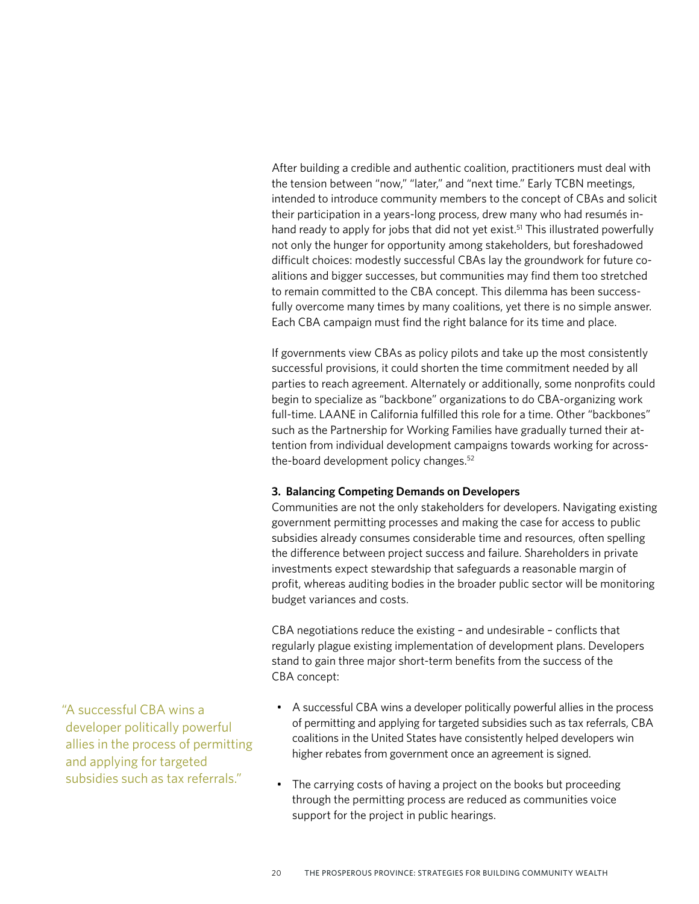After building a credible and authentic coalition, practitioners must deal with the tension between "now," "later," and "next time." Early TCBN meetings, intended to introduce community members to the concept of CBAs and solicit their participation in a years-long process, drew many who had resumés in-hand ready to apply for jobs that did not yet exist.[51] This illustrated powerfully not only the hunger for opportunity among stakeholders, but foreshadowed difficult choices: modestly successful CBAs lay the groundwork for future coalitions and bigger successes, but communities may find them too stretched to remain committed to the CBA concept. This dilemma has been successfully overcome many times by many coalitions, yet there is no simple answer. Each CBA campaign must find the right balance for its time and place.

If governments view CBAs as policy pilots and take up the most consistently successful provisions, it could shorten the time commitment needed by all parties to reach agreement. Alternately or additionally, some nonprofits could begin to specialize as "backbone" organizations to do CBA-organizing work full-time. LAANE in California fulfilled this role for a time. Other "backbones" such as the Partnership for Working Families have gradually turned their attention from individual development campaigns towards working for across-the-board development policy changes.[52]

**3. Balancing Competing Demands on Developers**

Communities are not the only stakeholders for developers. Navigating existing government permitting processes and making the case for access to public subsidies already consumes considerable time and resources, often spelling the difference between project success and failure. Shareholders in private investments expect stewardship that safeguards a reasonable margin of profit, whereas auditing bodies in the broader public sector will be monitoring budget variances and costs.

CBA negotiations reduce the existing – and undesirable – conflicts that regularly plague existing implementation of development plans. Developers stand to gain three major short-term benefits from the success of the CBA concept:

> "A successful CBA wins a developer politically powerful allies in the process of permitting and applying for targeted subsidies such as tax referrals."

- A successful CBA wins a developer politically powerful allies in the process of permitting and applying for targeted subsidies such as tax referrals, CBA coalitions in the United States have consistently helped developers win higher rebates from government once an agreement is signed.
- The carrying costs of having a project on the books but proceeding through the permitting process are reduced as communities voice support for the project in public hearings.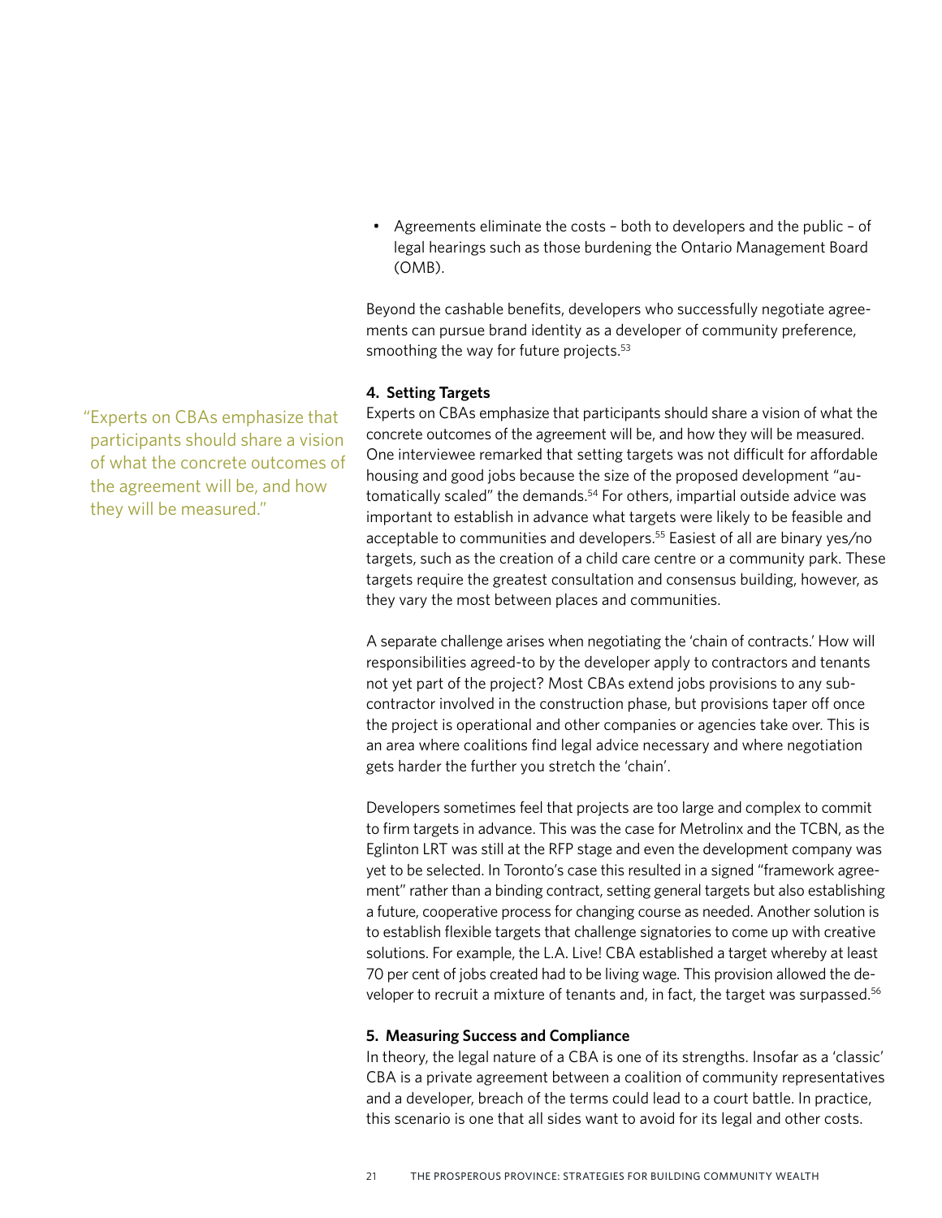- Agreements eliminate the costs – both to developers and the public – of legal hearings such as those burdening the Ontario Management Board (OMB).

Beyond the cashable benefits, developers who successfully negotiate agreements can pursue brand identity as a developer of community preference, smoothing the way for future projects.[53]

#### 4. Setting Targets

"Experts on CBAs emphasize that participants should share a vision of what the concrete outcomes of the agreement will be, and how they will be measured."

Experts on CBAs emphasize that participants should share a vision of what the concrete outcomes of the agreement will be, and how they will be measured. One interviewee remarked that setting targets was not difficult for affordable housing and good jobs because the size of the proposed development "automatically scaled" the demands.[54] For others, impartial outside advice was important to establish in advance what targets were likely to be feasible and acceptable to communities and developers.[55] Easiest of all are binary yes/no targets, such as the creation of a child care centre or a community park. These targets require the greatest consultation and consensus building, however, as they vary the most between places and communities.

A separate challenge arises when negotiating the 'chain of contracts.' How will responsibilities agreed-to by the developer apply to contractors and tenants not yet part of the project? Most CBAs extend jobs provisions to any subcontractor involved in the construction phase, but provisions taper off once the project is operational and other companies or agencies take over. This is an area where coalitions find legal advice necessary and where negotiation gets harder the further you stretch the 'chain'.

Developers sometimes feel that projects are too large and complex to commit to firm targets in advance. This was the case for Metrolinx and the TCBN, as the Eglinton LRT was still at the RFP stage and even the development company was yet to be selected. In Toronto's case this resulted in a signed "framework agreement" rather than a binding contract, setting general targets but also establishing a future, cooperative process for changing course as needed. Another solution is to establish flexible targets that challenge signatories to come up with creative solutions. For example, the L.A. Live! CBA established a target whereby at least 70 per cent of jobs created had to be living wage. This provision allowed the developer to recruit a mixture of tenants and, in fact, the target was surpassed.[56]

#### 5. Measuring Success and Compliance

In theory, the legal nature of a CBA is one of its strengths. Insofar as a 'classic' CBA is a private agreement between a coalition of community representatives and a developer, breach of the terms could lead to a court battle. In practice, this scenario is one that all sides want to avoid for its legal and other costs.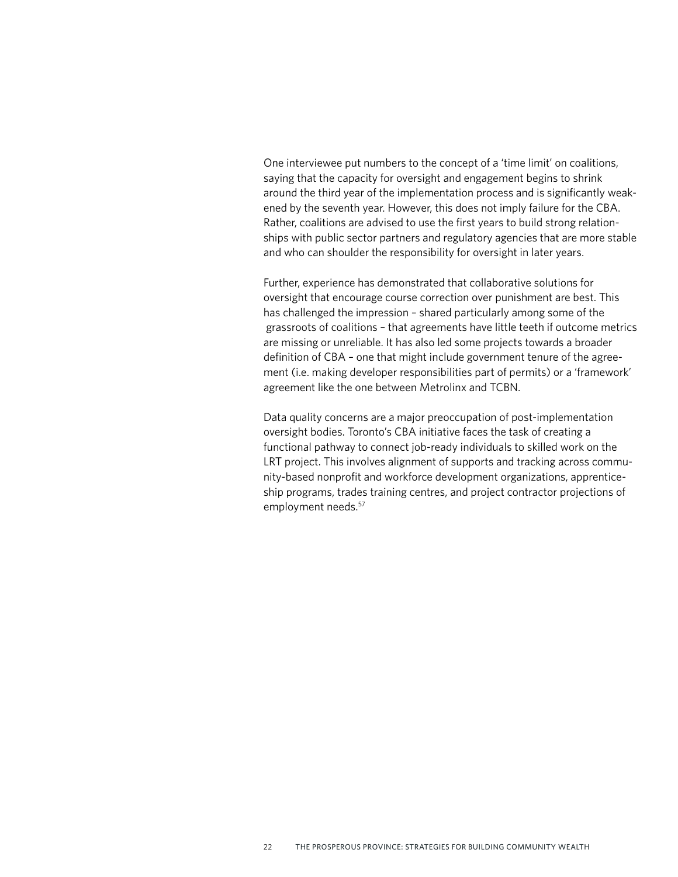One interviewee put numbers to the concept of a 'time limit' on coalitions, saying that the capacity for oversight and engagement begins to shrink around the third year of the implementation process and is significantly weakened by the seventh year. However, this does not imply failure for the CBA. Rather, coalitions are advised to use the first years to build strong relationships with public sector partners and regulatory agencies that are more stable and who can shoulder the responsibility for oversight in later years.

Further, experience has demonstrated that collaborative solutions for oversight that encourage course correction over punishment are best. This has challenged the impression – shared particularly among some of the grassroots of coalitions – that agreements have little teeth if outcome metrics are missing or unreliable. It has also led some projects towards a broader definition of CBA – one that might include government tenure of the agreement (i.e. making developer responsibilities part of permits) or a 'framework' agreement like the one between Metrolinx and TCBN.

Data quality concerns are a major preoccupation of post-implementation oversight bodies. Toronto's CBA initiative faces the task of creating a functional pathway to connect job-ready individuals to skilled work on the LRT project. This involves alignment of supports and tracking across community-based nonprofit and workforce development organizations, apprenticeship programs, trades training centres, and project contractor projections of employment needs.[57]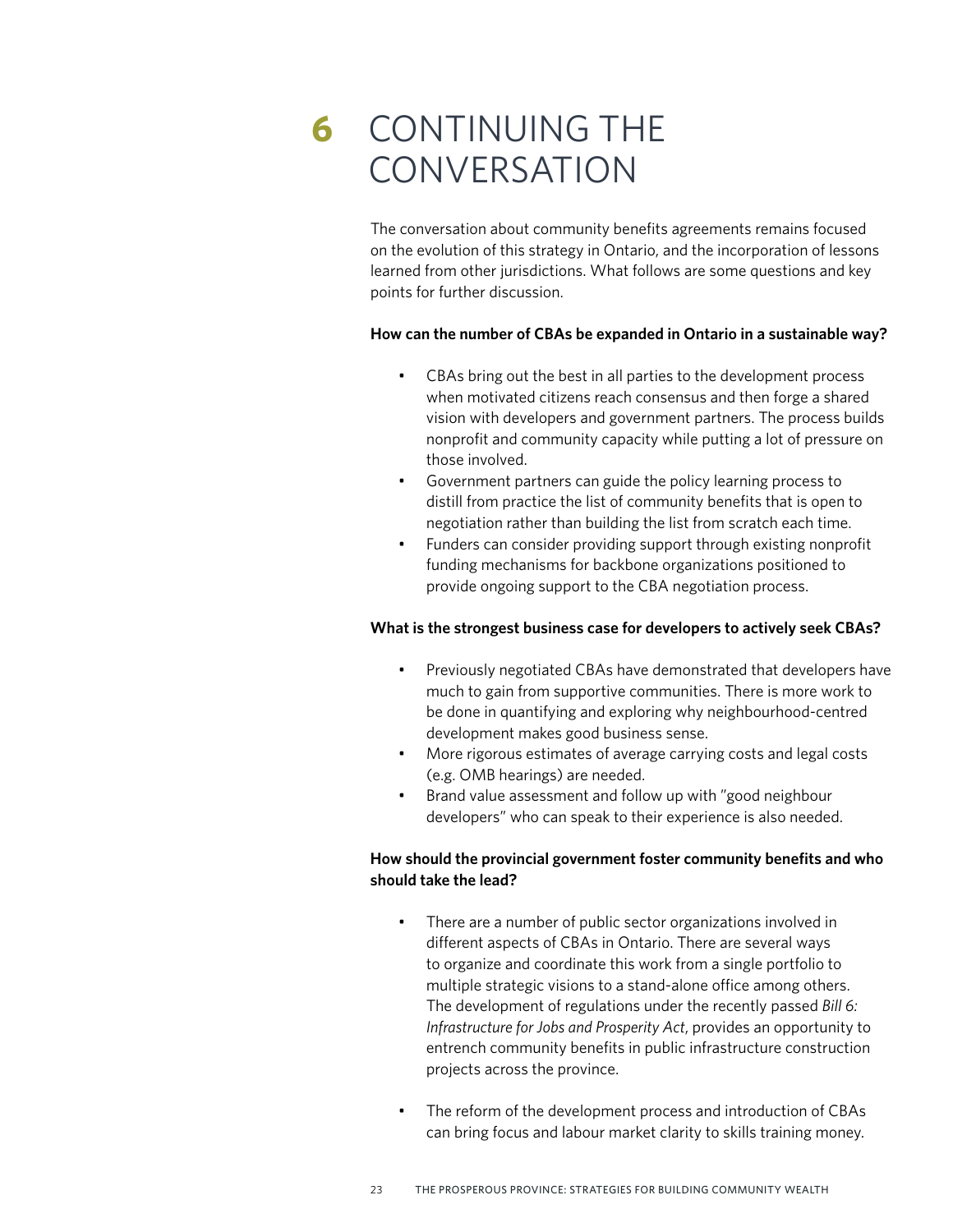# 6 CONTINUING THE CONVERSATION

The conversation about community benefits agreements remains focused on the evolution of this strategy in Ontario, and the incorporation of lessons learned from other jurisdictions. What follows are some questions and key points for further discussion.

**How can the number of CBAs be expanded in Ontario in a sustainable way?**

- CBAs bring out the best in all parties to the development process when motivated citizens reach consensus and then forge a shared vision with developers and government partners. The process builds nonprofit and community capacity while putting a lot of pressure on those involved.
- Government partners can guide the policy learning process to distill from practice the list of community benefits that is open to negotiation rather than building the list from scratch each time.
- Funders can consider providing support through existing nonprofit funding mechanisms for backbone organizations positioned to provide ongoing support to the CBA negotiation process.

**What is the strongest business case for developers to actively seek CBAs?**

- Previously negotiated CBAs have demonstrated that developers have much to gain from supportive communities. There is more work to be done in quantifying and exploring why neighbourhood-centred development makes good business sense.
- More rigorous estimates of average carrying costs and legal costs (e.g. OMB hearings) are needed.
- Brand value assessment and follow up with "good neighbour developers" who can speak to their experience is also needed.

**How should the provincial government foster community benefits and who should take the lead?**

- There are a number of public sector organizations involved in different aspects of CBAs in Ontario. There are several ways to organize and coordinate this work from a single portfolio to multiple strategic visions to a stand-alone office among others. The development of regulations under the recently passed *Bill 6: Infrastructure for Jobs and Prosperity Act*, provides an opportunity to entrench community benefits in public infrastructure construction projects across the province.

- The reform of the development process and introduction of CBAs can bring focus and labour market clarity to skills training money.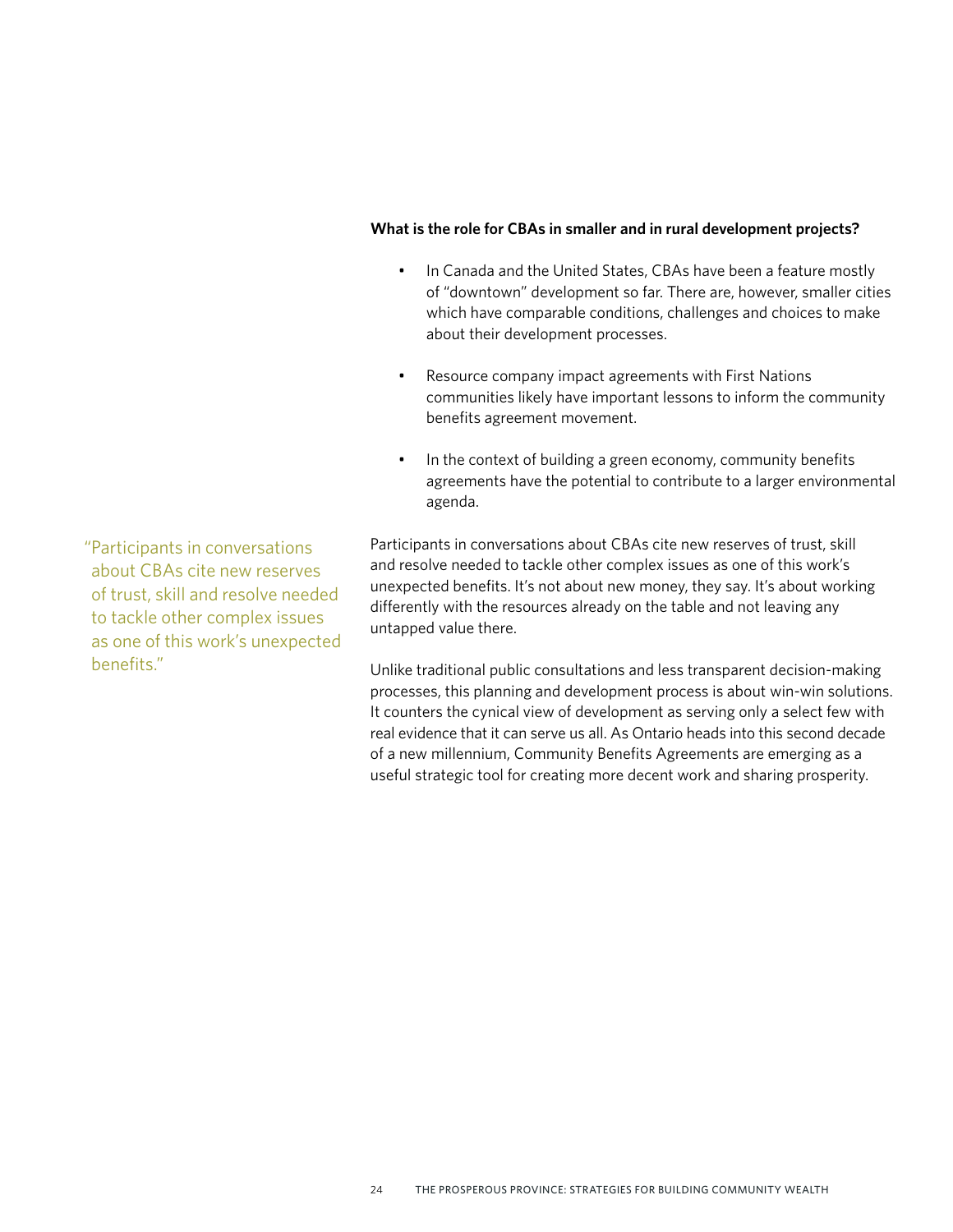**What is the role for CBAs in smaller and in rural development projects?**

- In Canada and the United States, CBAs have been a feature mostly of "downtown" development so far. There are, however, smaller cities which have comparable conditions, challenges and choices to make about their development processes.
- Resource company impact agreements with First Nations communities likely have important lessons to inform the community benefits agreement movement.
- In the context of building a green economy, community benefits agreements have the potential to contribute to a larger environmental agenda.

> "Participants in conversations about CBAs cite new reserves of trust, skill and resolve needed to tackle other complex issues as one of this work's unexpected benefits."

Participants in conversations about CBAs cite new reserves of trust, skill and resolve needed to tackle other complex issues as one of this work's unexpected benefits. It's not about new money, they say. It's about working differently with the resources already on the table and not leaving any untapped value there.

Unlike traditional public consultations and less transparent decision-making processes, this planning and development process is about win-win solutions. It counters the cynical view of development as serving only a select few with real evidence that it can serve us all. As Ontario heads into this second decade of a new millennium, Community Benefits Agreements are emerging as a useful strategic tool for creating more decent work and sharing prosperity.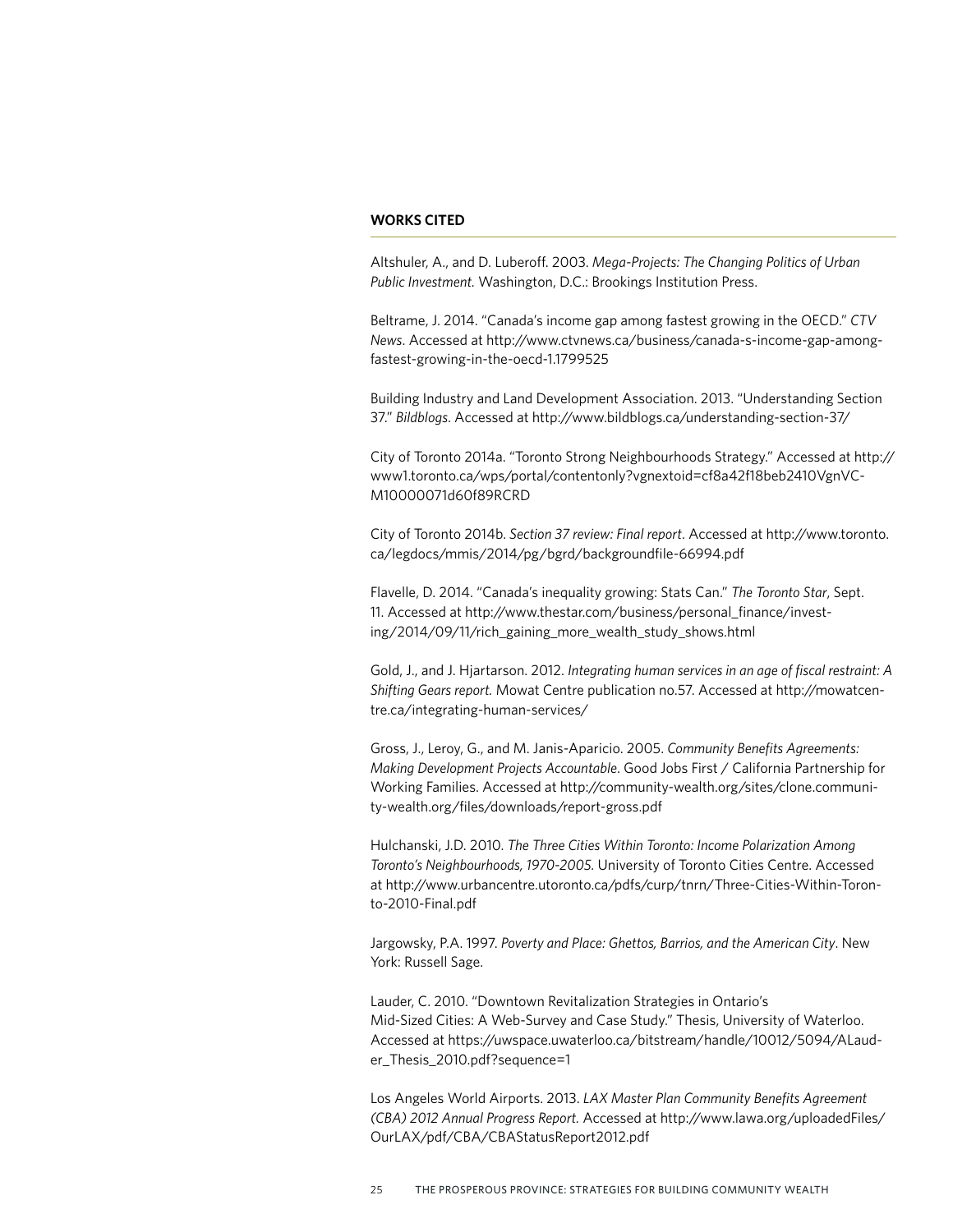**WORKS CITED**

Altshuler, A., and D. Luberoff. 2003. *Mega-Projects: The Changing Politics of Urban Public Investment.* Washington, D.C.: Brookings Institution Press.

Beltrame, J. 2014. "Canada's income gap among fastest growing in the OECD." *CTV News*. Accessed at http://www.ctvnews.ca/business/canada-s-income-gap-among-fastest-growing-in-the-oecd-1.1799525

Building Industry and Land Development Association. 2013. "Understanding Section 37." *Bildblogs.* Accessed at http://www.bildblogs.ca/understanding-section-37/

City of Toronto 2014a. "Toronto Strong Neighbourhoods Strategy." Accessed at http://www1.toronto.ca/wps/portal/contentonly?vgnextoid=cf8a42f18beb2410VgnVCM10000071d60f89RCRD

City of Toronto 2014b. *Section 37 review: Final report*. Accessed at http://www.toronto.ca/legdocs/mmis/2014/pg/bgrd/backgroundfile-66994.pdf

Flavelle, D. 2014. "Canada's inequality growing: Stats Can." *The Toronto Star*, Sept. 11. Accessed at http://www.thestar.com/business/personal_finance/investing/2014/09/11/rich_gaining_more_wealth_study_shows.html

Gold, J., and J. Hjartarson. 2012. *Integrating human services in an age of fiscal restraint: A Shifting Gears report.* Mowat Centre publication no.57. Accessed at http://mowatcentre.ca/integrating-human-services/

Gross, J., Leroy, G., and M. Janis-Aparicio. 2005. *Community Benefits Agreements: Making Development Projects Accountable*. Good Jobs First / California Partnership for Working Families. Accessed at http://community-wealth.org/sites/clone.community-wealth.org/files/downloads/report-gross.pdf

Hulchanski, J.D. 2010. *The Three Cities Within Toronto: Income Polarization Among Toronto's Neighbourhoods, 1970-2005.* University of Toronto Cities Centre. Accessed at http://www.urbancentre.utoronto.ca/pdfs/curp/tnrn/Three-Cities-Within-Toronto-2010-Final.pdf

Jargowsky, P.A. 1997. *Poverty and Place: Ghettos, Barrios, and the American City*. New York: Russell Sage.

Lauder, C. 2010. "Downtown Revitalization Strategies in Ontario's Mid-Sized Cities: A Web-Survey and Case Study." Thesis, University of Waterloo. Accessed at https://uwspace.uwaterloo.ca/bitstream/handle/10012/5094/ALauder_Thesis_2010.pdf?sequence=1

Los Angeles World Airports. 2013. *LAX Master Plan Community Benefits Agreement (CBA) 2012 Annual Progress Report.* Accessed at http://www.lawa.org/uploadedFiles/OurLAX/pdf/CBA/CBAStatusReport2012.pdf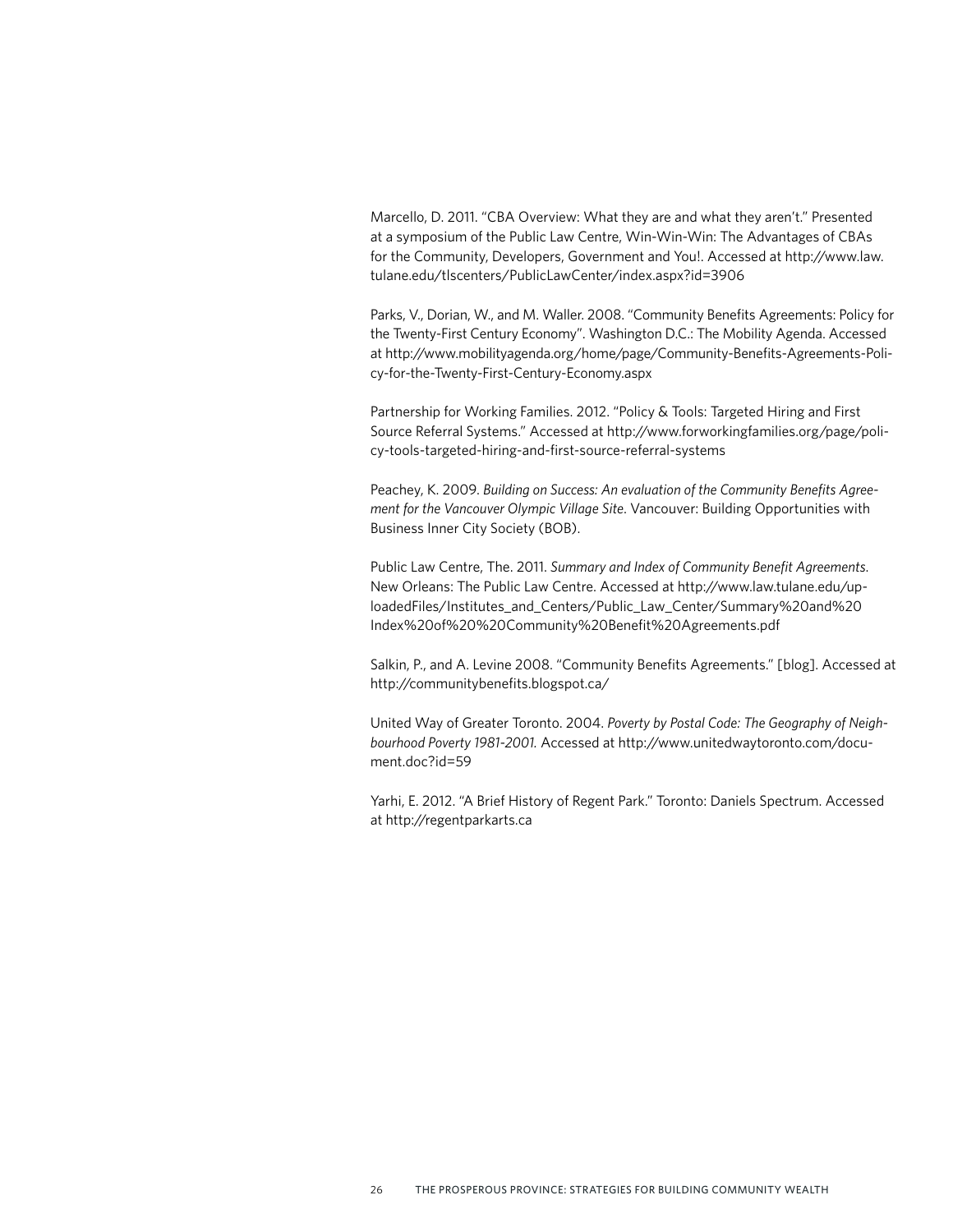Marcello, D. 2011. "CBA Overview: What they are and what they aren't." Presented at a symposium of the Public Law Centre, Win-Win-Win: The Advantages of CBAs for the Community, Developers, Government and You!. Accessed at http://www.law.tulane.edu/tlscenters/PublicLawCenter/index.aspx?id=3906

Parks, V., Dorian, W., and M. Waller. 2008. "Community Benefits Agreements: Policy for the Twenty-First Century Economy". Washington D.C.: The Mobility Agenda. Accessed at http://www.mobilityagenda.org/home/page/Community-Benefits-Agreements-Policy-for-the-Twenty-First-Century-Economy.aspx

Partnership for Working Families. 2012. "Policy & Tools: Targeted Hiring and First Source Referral Systems." Accessed at http://www.forworkingfamilies.org/page/policy-tools-targeted-hiring-and-first-source-referral-systems

Peachey, K. 2009. *Building on Success: An evaluation of the Community Benefits Agreement for the Vancouver Olympic Village Site*. Vancouver: Building Opportunities with Business Inner City Society (BOB).

Public Law Centre, The. 2011. *Summary and Index of Community Benefit Agreements*. New Orleans: The Public Law Centre. Accessed at http://www.law.tulane.edu/uploadedFiles/Institutes_and_Centers/Public_Law_Center/Summary%20and%20Index%20of%20%20Community%20Benefit%20Agreements.pdf

Salkin, P., and A. Levine 2008. "Community Benefits Agreements." [blog]. Accessed at http://communitybenefits.blogspot.ca/

United Way of Greater Toronto. 2004. *Poverty by Postal Code: The Geography of Neighbourhood Poverty 1981-2001.* Accessed at http://www.unitedwaytoronto.com/document.doc?id=59

Yarhi, E. 2012. "A Brief History of Regent Park." Toronto: Daniels Spectrum. Accessed at http://regentparkarts.ca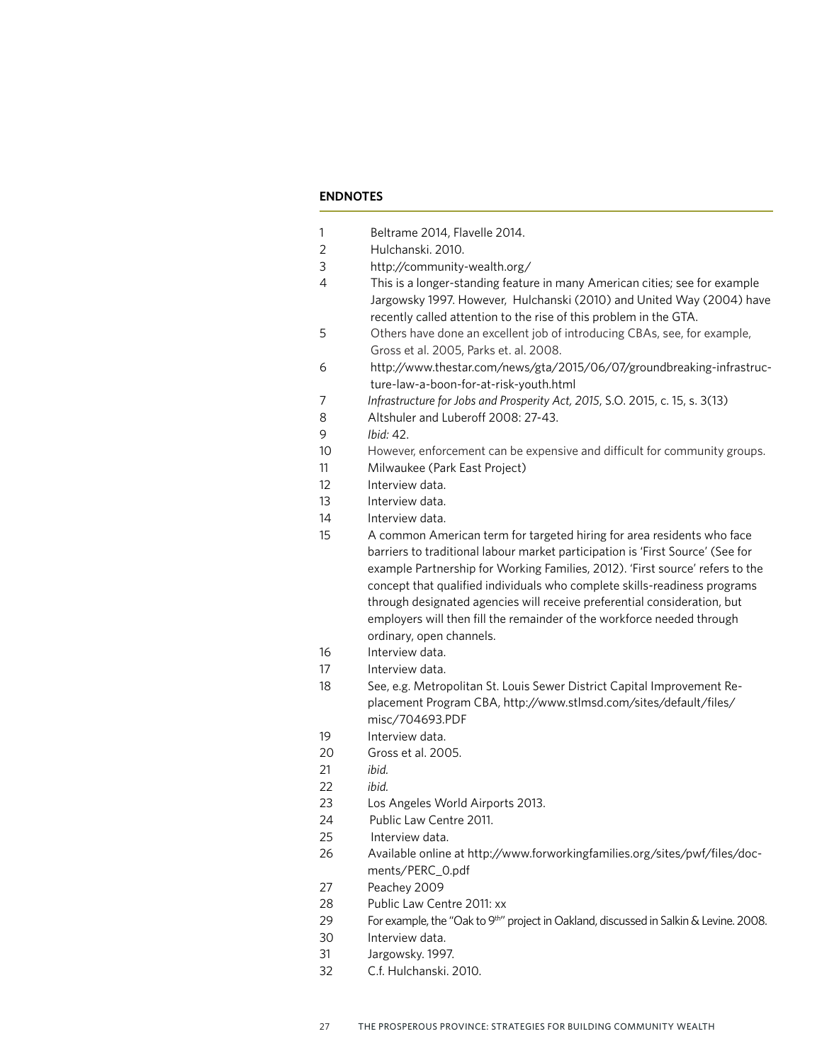## ENDNOTES

1. Beltrame 2014, Flavelle 2014.
2. Hulchanski. 2010.
3. http://community-wealth.org/
4. This is a longer-standing feature in many American cities; see for example Jargowsky 1997. However, Hulchanski (2010) and United Way (2004) have recently called attention to the rise of this problem in the GTA.
5. Others have done an excellent job of introducing CBAs, see, for example, Gross et al. 2005, Parks et. al. 2008.
6. http://www.thestar.com/news/gta/2015/06/07/groundbreaking-infrastructure-law-a-boon-for-at-risk-youth.html
7. *Infrastructure for Jobs and Prosperity Act, 2015*, S.O. 2015, c. 15, s. 3(13)
8. Altshuler and Luberoff 2008: 27-43.
9. *Ibid:* 42.
10. However, enforcement can be expensive and difficult for community groups.
11. Milwaukee (Park East Project)
12. Interview data.
13. Interview data.
14. Interview data.
15. A common American term for targeted hiring for area residents who face barriers to traditional labour market participation is 'First Source' (See for example Partnership for Working Families, 2012). 'First source' refers to the concept that qualified individuals who complete skills-readiness programs through designated agencies will receive preferential consideration, but employers will then fill the remainder of the workforce needed through ordinary, open channels.
16. Interview data.
17. Interview data.
18. See, e.g. Metropolitan St. Louis Sewer District Capital Improvement Replacement Program CBA, http://www.stlmsd.com/sites/default/files/misc/704693.PDF
19. Interview data.
20. Gross et al. 2005.
21. *ibid.*
22. *ibid.*
23. Los Angeles World Airports 2013.
24. Public Law Centre 2011.
25. Interview data.
26. Available online at http://www.forworkingfamilies.org/sites/pwf/files/documents/PERC_0.pdf
27. Peachey 2009
28. Public Law Centre 2011: xx
29. For example, the "Oak to 9th" project in Oakland, discussed in Salkin & Levine. 2008.
30. Interview data.
31. Jargowsky. 1997.
32. C.f. Hulchanski. 2010.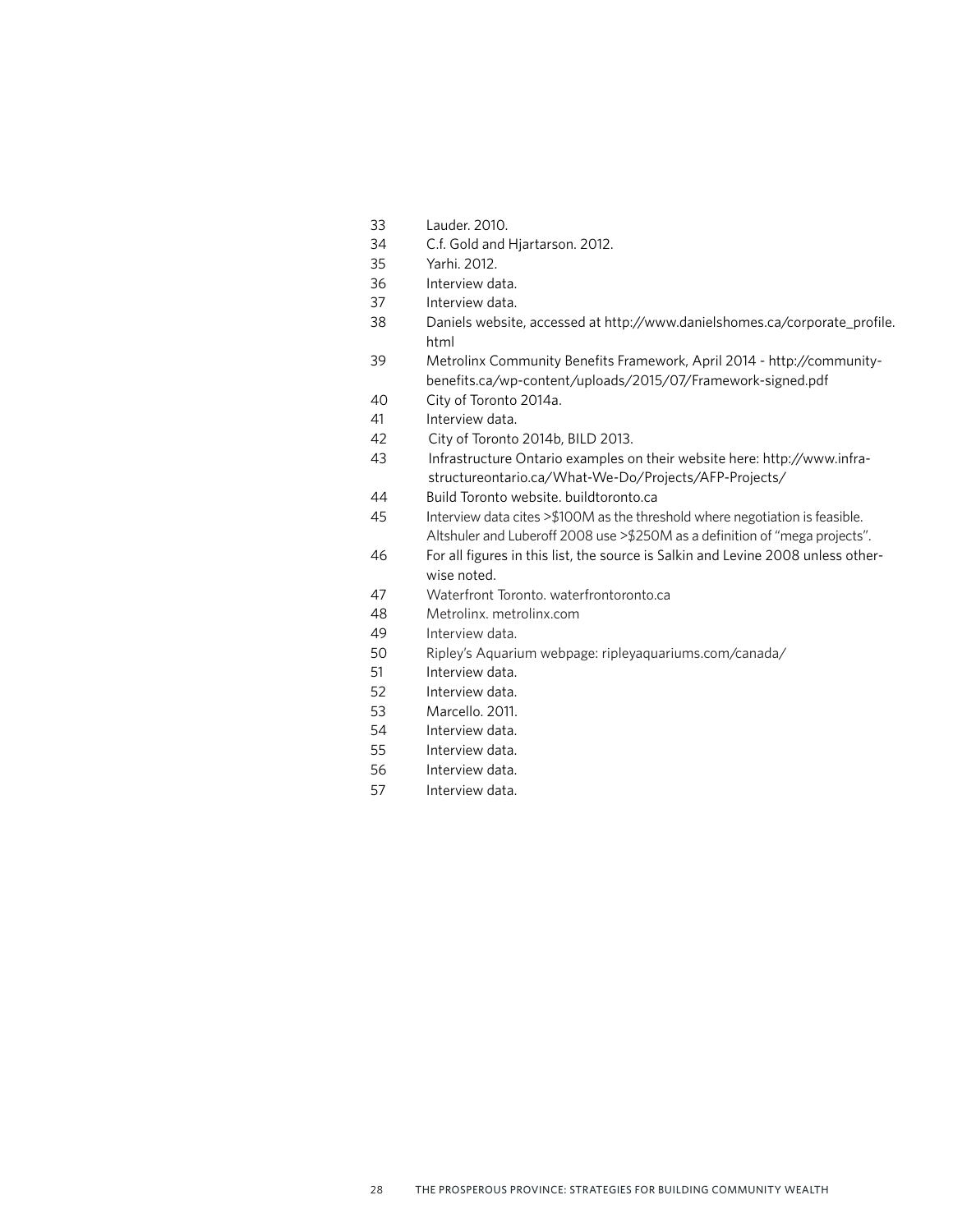33 Lauder. 2010.
34 C.f. Gold and Hjartarson. 2012.
35 Yarhi. 2012.
36 Interview data.
37 Interview data.
38 Daniels website, accessed at http://www.danielshomes.ca/corporate_profile.html
39 Metrolinx Community Benefits Framework, April 2014 - http://community-benefits.ca/wp-content/uploads/2015/07/Framework-signed.pdf
40 City of Toronto 2014a.
41 Interview data.
42 City of Toronto 2014b, BILD 2013.
43 Infrastructure Ontario examples on their website here: http://www.infrastructureontario.ca/What-We-Do/Projects/AFP-Projects/
44 Build Toronto website. buildtoronto.ca
45 Interview data cites >$100M as the threshold where negotiation is feasible. Altshuler and Luberoff 2008 use >$250M as a definition of "mega projects".
46 For all figures in this list, the source is Salkin and Levine 2008 unless otherwise noted.
47 Waterfront Toronto. waterfrontoronto.ca
48 Metrolinx. metrolinx.com
49 Interview data.
50 Ripley's Aquarium webpage: ripleyaquariums.com/canada/
51 Interview data.
52 Interview data.
53 Marcello. 2011.
54 Interview data.
55 Interview data.
56 Interview data.
57 Interview data.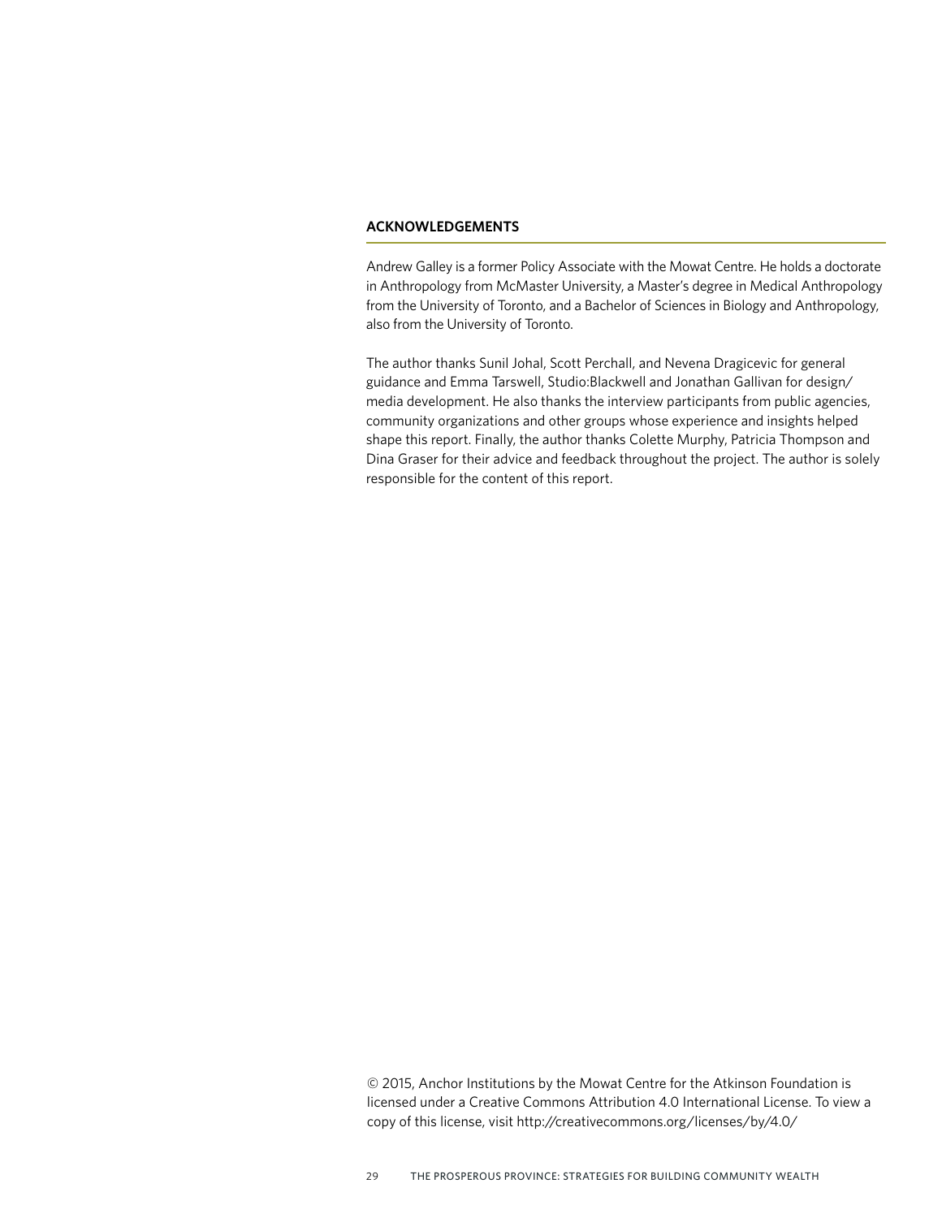## ACKNOWLEDGEMENTS

Andrew Galley is a former Policy Associate with the Mowat Centre. He holds a doctorate in Anthropology from McMaster University, a Master's degree in Medical Anthropology from the University of Toronto, and a Bachelor of Sciences in Biology and Anthropology, also from the University of Toronto.

The author thanks Sunil Johal, Scott Perchall, and Nevena Dragicevic for general guidance and Emma Tarswell, Studio:Blackwell and Jonathan Gallivan for design/media development. He also thanks the interview participants from public agencies, community organizations and other groups whose experience and insights helped shape this report. Finally, the author thanks Colette Murphy, Patricia Thompson and Dina Graser for their advice and feedback throughout the project. The author is solely responsible for the content of this report.

© 2015, Anchor Institutions by the Mowat Centre for the Atkinson Foundation is licensed under a Creative Commons Attribution 4.0 International License. To view a copy of this license, visit http://creativecommons.org/licenses/by/4.0/